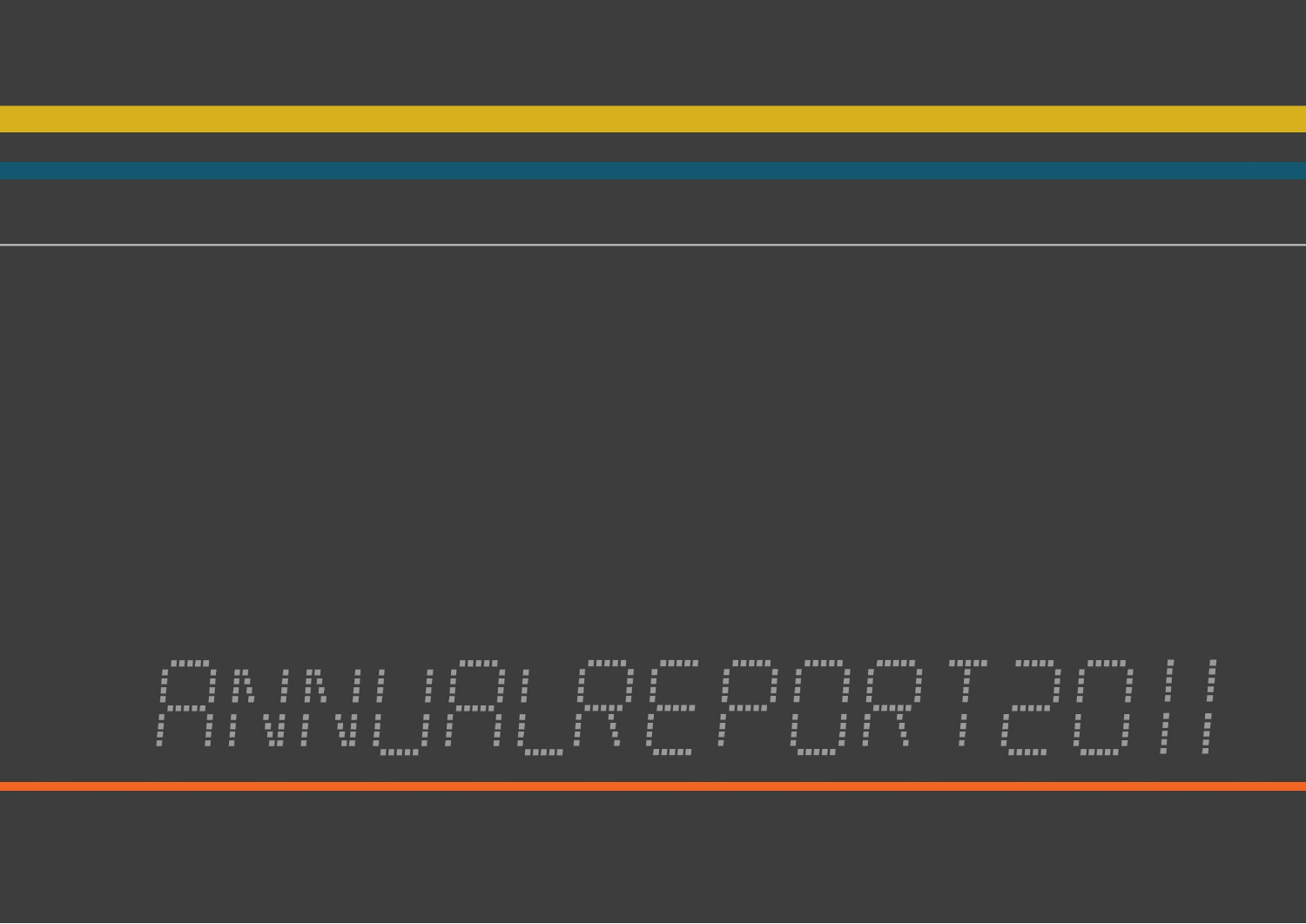# ANNUAL REPORT 2011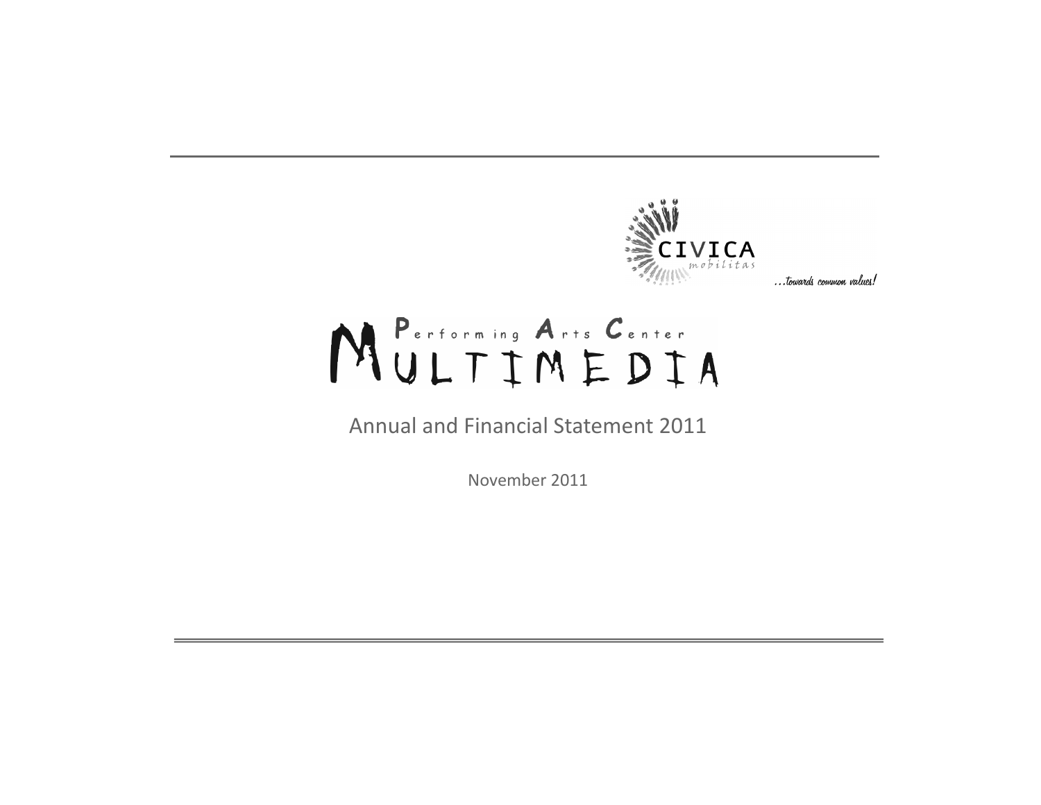CIVICA mobilitas

...towards common values!

# Performing Arts Center MULTIMEDIA

Annual and Financial Statement 2011

November 2011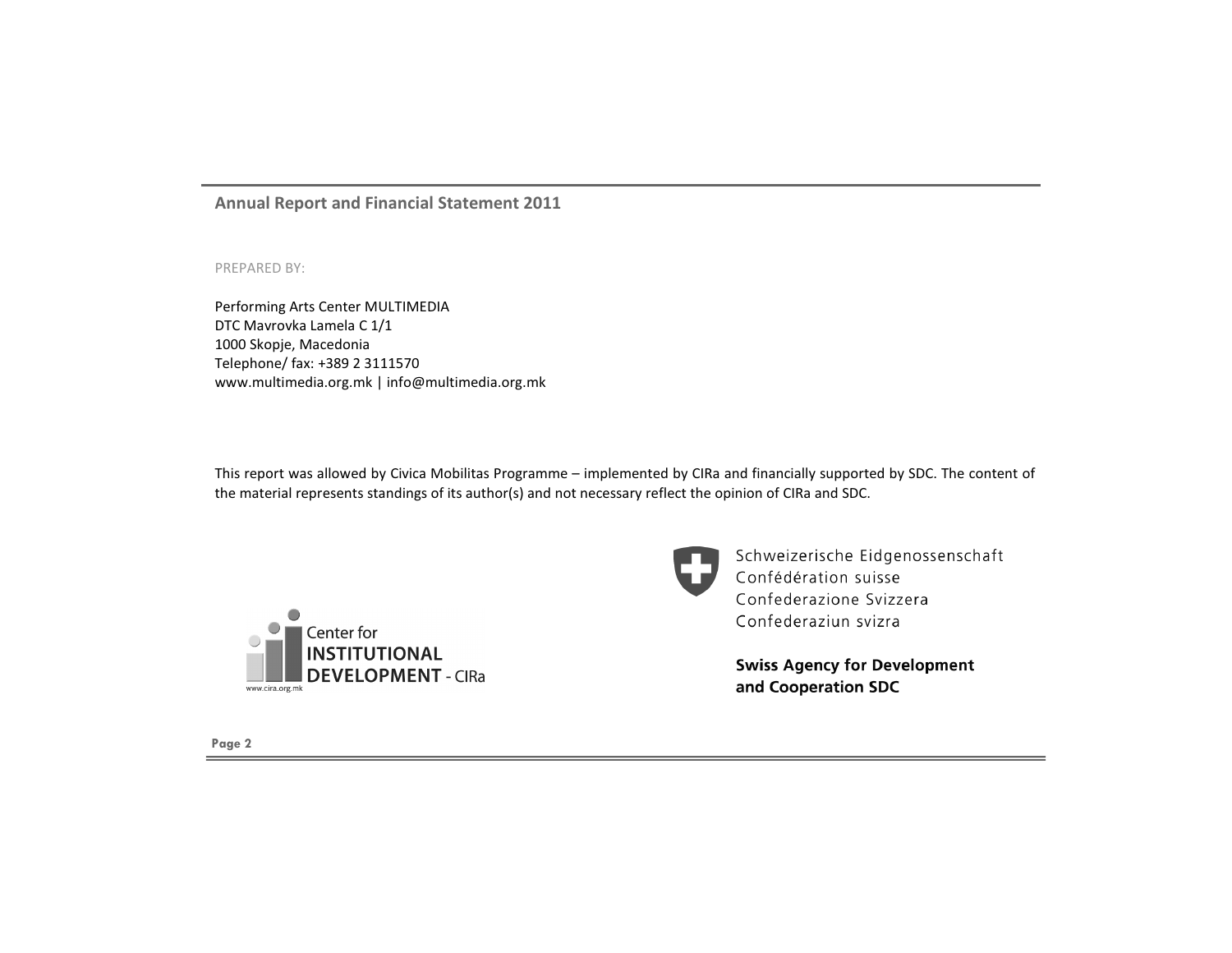## Annual Report and Financial Statement 2011

PREPARED BY:

Performing Arts Center MULTIMEDIA
DTC Mavrovka Lamela C 1/1
1000 Skopje, Macedonia
Telephone/ fax: +389 2 3111570
www.multimedia.org.mk | info@multimedia.org.mk

This report was allowed by Civica Mobilitas Programme – implemented by CIRa and financially supported by SDC. The content of the material represents standings of its author(s) and not necessary reflect the opinion of CIRa and SDC.

Center for **INSTITUTIONAL DEVELOPMENT** - CIRa
www.cira.org.mk

Schweizerische Eidgenossenschaft
Confédération suisse
Confederazione Svizzera
Confederaziun svizra

**Swiss Agency for Development and Cooperation SDC**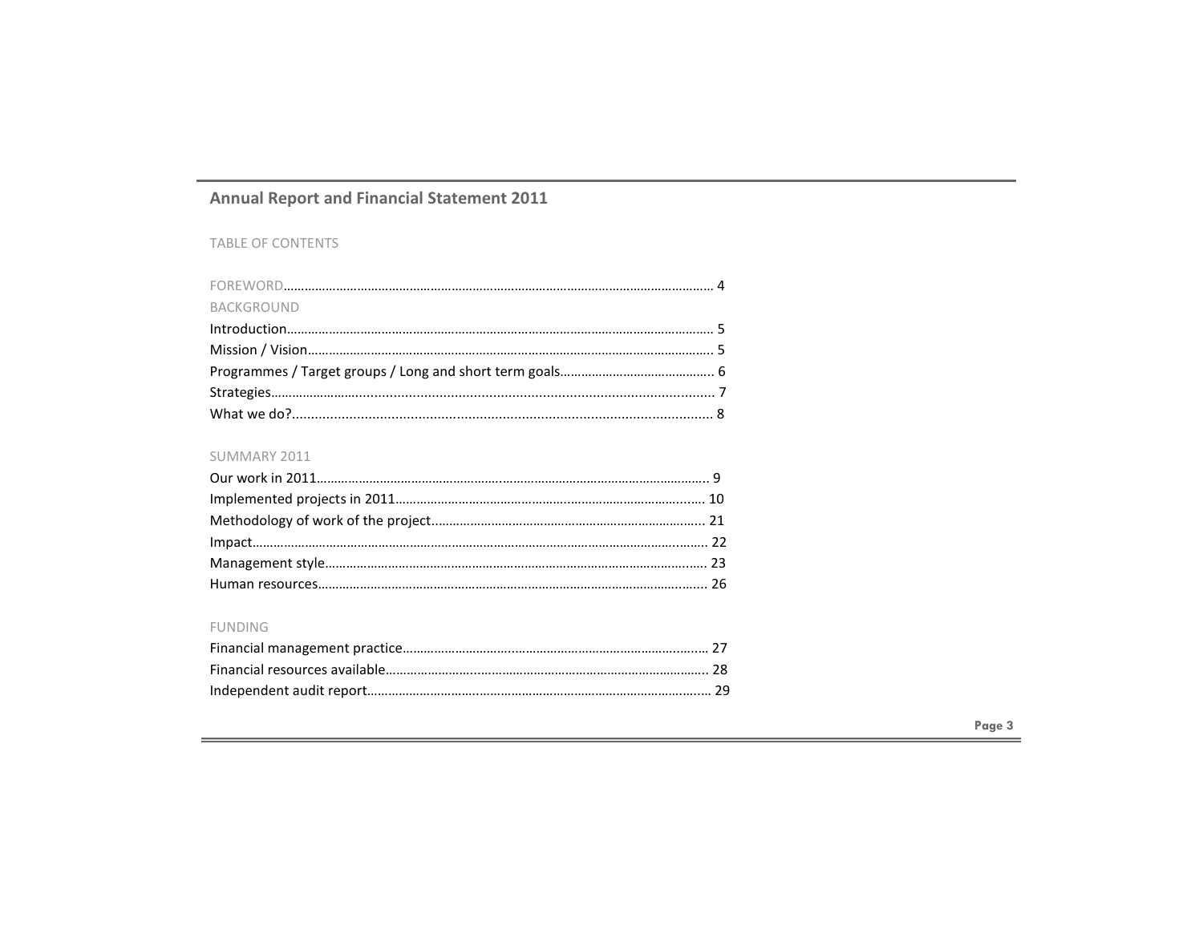# Annual Report and Financial Statement 2011

TABLE OF CONTENTS

FOREWORD……………………………………………………………………………………………………………… 4

BACKGROUND

Introduction……………………………………………………………………………………………………………… 5

Mission / Vision……………………………………………………………………………………………………… 5

Programmes / Target groups / Long and short term goals……………………………………… 6

Strategies…………………………………………………………………………………………………………… 7

What we do?..................................................................................................... 8

SUMMARY 2011

Our work in 2011………………………………………………………………………………………………… 9

Implemented projects in 2011……………………………………………………………………………… 10

Methodology of work of the project…………………………………………………………………… 21

Impact…………………………………………………………………………………………………………………… 22

Management style……………………………………………………………………………………………… 23

Human resources……………………………………………………………………………………………… 26

FUNDING

Financial management practice………………………………………………………………………… 27

Financial resources available……………………………………………………………………………… 28

Independent audit report…………………………………………………………………………………… 29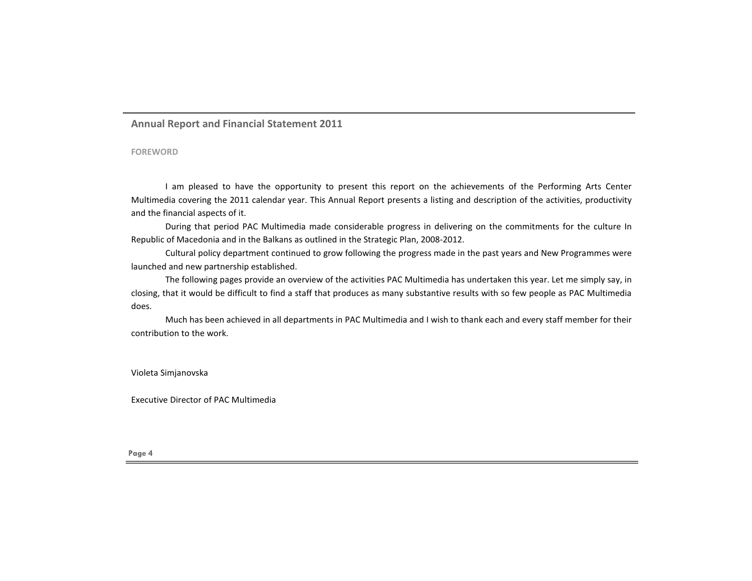## Annual Report and Financial Statement 2011

### FOREWORD

I am pleased to have the opportunity to present this report on the achievements of the Performing Arts Center Multimedia covering the 2011 calendar year. This Annual Report presents a listing and description of the activities, productivity and the financial aspects of it.

During that period PAC Multimedia made considerable progress in delivering on the commitments for the culture In Republic of Macedonia and in the Balkans as outlined in the Strategic Plan, 2008-2012.

Cultural policy department continued to grow following the progress made in the past years and New Programmes were launched and new partnership established.

The following pages provide an overview of the activities PAC Multimedia has undertaken this year. Let me simply say, in closing, that it would be difficult to find a staff that produces as many substantive results with so few people as PAC Multimedia does.

Much has been achieved in all departments in PAC Multimedia and I wish to thank each and every staff member for their contribution to the work.

Violeta Simjanovska

Executive Director of PAC Multimedia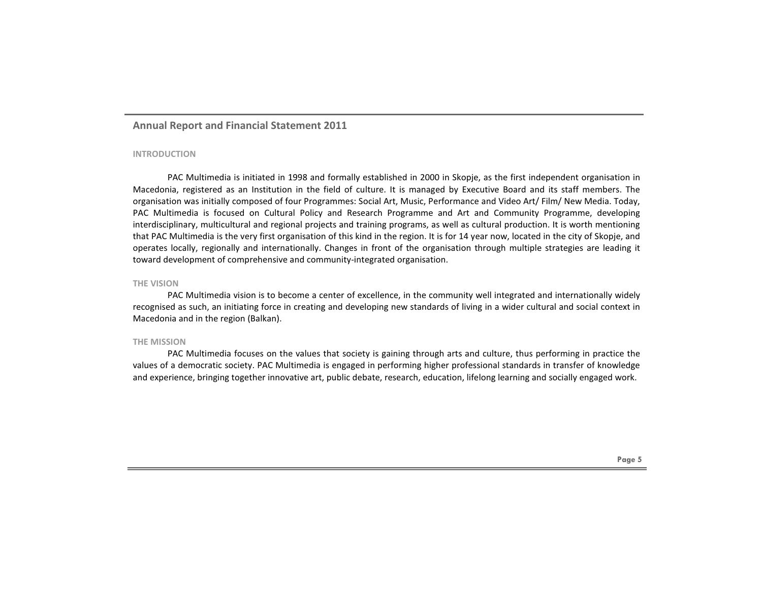## Annual Report and Financial Statement 2011

### INTRODUCTION

PAC Multimedia is initiated in 1998 and formally established in 2000 in Skopje, as the first independent organisation in Macedonia, registered as an Institution in the field of culture. It is managed by Executive Board and its staff members. The organisation was initially composed of four Programmes: Social Art, Music, Performance and Video Art/ Film/ New Media. Today, PAC Multimedia is focused on Cultural Policy and Research Programme and Art and Community Programme, developing interdisciplinary, multicultural and regional projects and training programs, as well as cultural production. It is worth mentioning that PAC Multimedia is the very first organisation of this kind in the region. It is for 14 year now, located in the city of Skopje, and operates locally, regionally and internationally. Changes in front of the organisation through multiple strategies are leading it toward development of comprehensive and community-integrated organisation.

### THE VISION

PAC Multimedia vision is to become a center of excellence, in the community well integrated and internationally widely recognised as such, an initiating force in creating and developing new standards of living in a wider cultural and social context in Macedonia and in the region (Balkan).

### THE MISSION

PAC Multimedia focuses on the values that society is gaining through arts and culture, thus performing in practice the values of a democratic society. PAC Multimedia is engaged in performing higher professional standards in transfer of knowledge and experience, bringing together innovative art, public debate, research, education, lifelong learning and socially engaged work.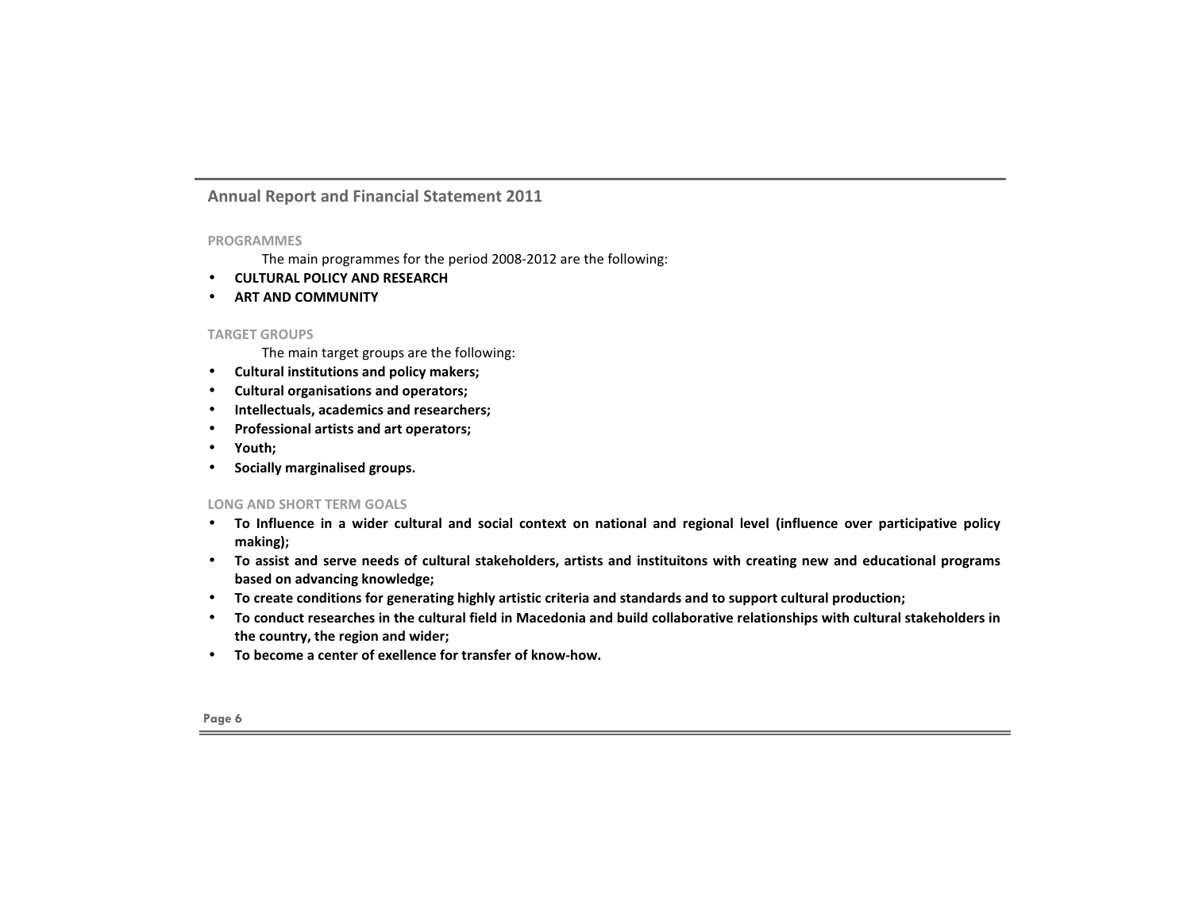#### PROGRAMMES

The main programmes for the period 2008-2012 are the following:

- **CULTURAL POLICY AND RESEARCH**
- **ART AND COMMUNITY**

#### TARGET GROUPS

The main target groups are the following:

- **Cultural institutions and policy makers;**
- **Cultural organisations and operators;**
- **Intellectuals, academics and researchers;**
- **Professional artists and art operators;**
- **Youth;**
- **Socially marginalised groups.**

#### LONG AND SHORT TERM GOALS

- **To Influence in a wider cultural and social context on national and regional level (influence over participative policy making);**
- **To assist and serve needs of cultural stakeholders, artists and instituitons with creating new and educational programs based on advancing knowledge;**
- **To create conditions for generating highly artistic criteria and standards and to support cultural production;**
- **To conduct researches in the cultural field in Macedonia and build collaborative relationships with cultural stakeholders in the country, the region and wider;**
- **To become a center of exellence for transfer of know-how.**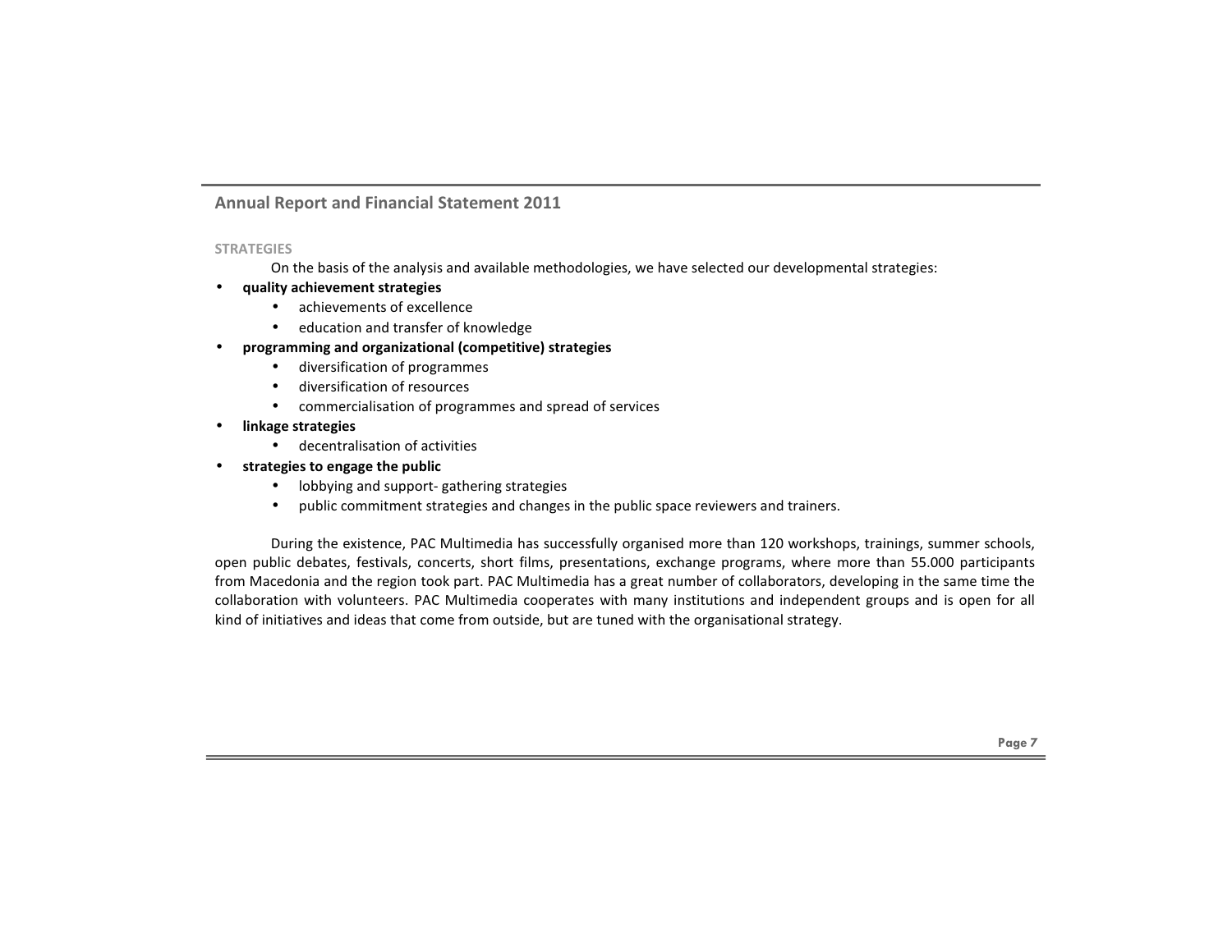## STRATEGIES

On the basis of the analysis and available methodologies, we have selected our developmental strategies:

- **quality achievement strategies**
  - achievements of excellence
  - education and transfer of knowledge
- **programming and organizational (competitive) strategies**
  - diversification of programmes
  - diversification of resources
  - commercialisation of programmes and spread of services
- **linkage strategies**
  - decentralisation of activities
- **strategies to engage the public**
  - lobbying and support- gathering strategies
  - public commitment strategies and changes in the public space reviewers and trainers.

During the existence, PAC Multimedia has successfully organised more than 120 workshops, trainings, summer schools, open public debates, festivals, concerts, short films, presentations, exchange programs, where more than 55.000 participants from Macedonia and the region took part. PAC Multimedia has a great number of collaborators, developing in the same time the collaboration with volunteers. PAC Multimedia cooperates with many institutions and independent groups and is open for all kind of initiatives and ideas that come from outside, but are tuned with the organisational strategy.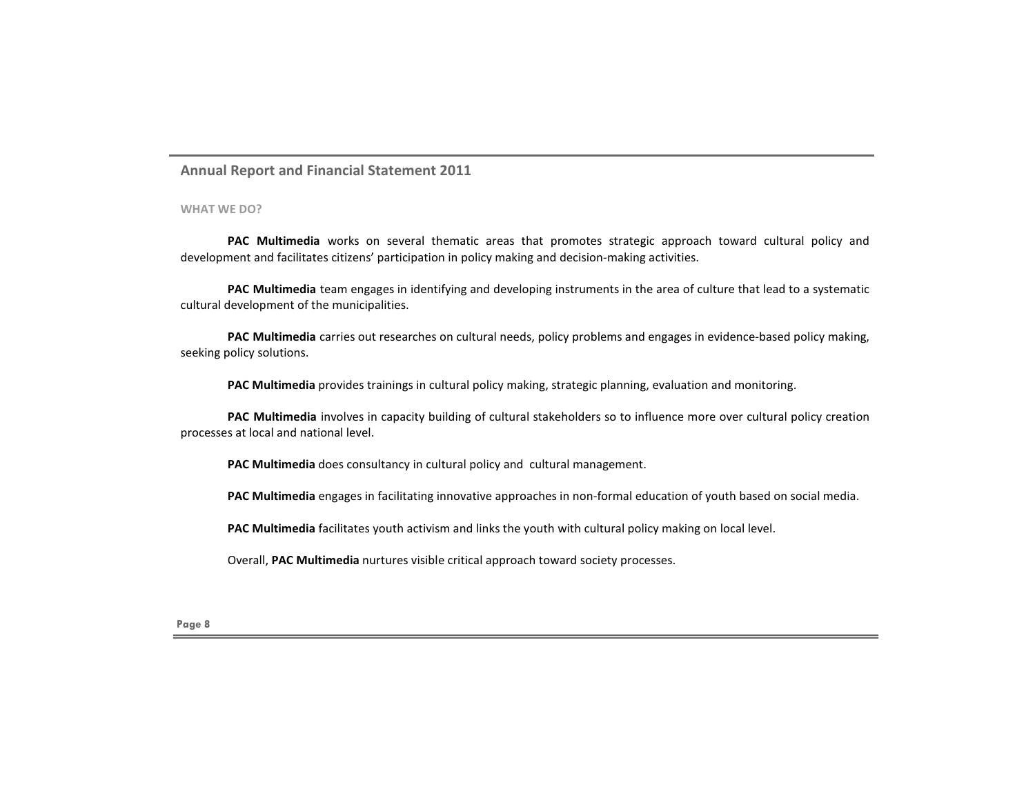## WHAT WE DO?

**PAC Multimedia** works on several thematic areas that promotes strategic approach toward cultural policy and development and facilitates citizens' participation in policy making and decision-making activities.

**PAC Multimedia** team engages in identifying and developing instruments in the area of culture that lead to a systematic cultural development of the municipalities.

**PAC Multimedia** carries out researches on cultural needs, policy problems and engages in evidence-based policy making, seeking policy solutions.

**PAC Multimedia** provides trainings in cultural policy making, strategic planning, evaluation and monitoring.

**PAC Multimedia** involves in capacity building of cultural stakeholders so to influence more over cultural policy creation processes at local and national level.

**PAC Multimedia** does consultancy in cultural policy and cultural management.

**PAC Multimedia** engages in facilitating innovative approaches in non-formal education of youth based on social media.

**PAC Multimedia** facilitates youth activism and links the youth with cultural policy making on local level.

Overall, **PAC Multimedia** nurtures visible critical approach toward society processes.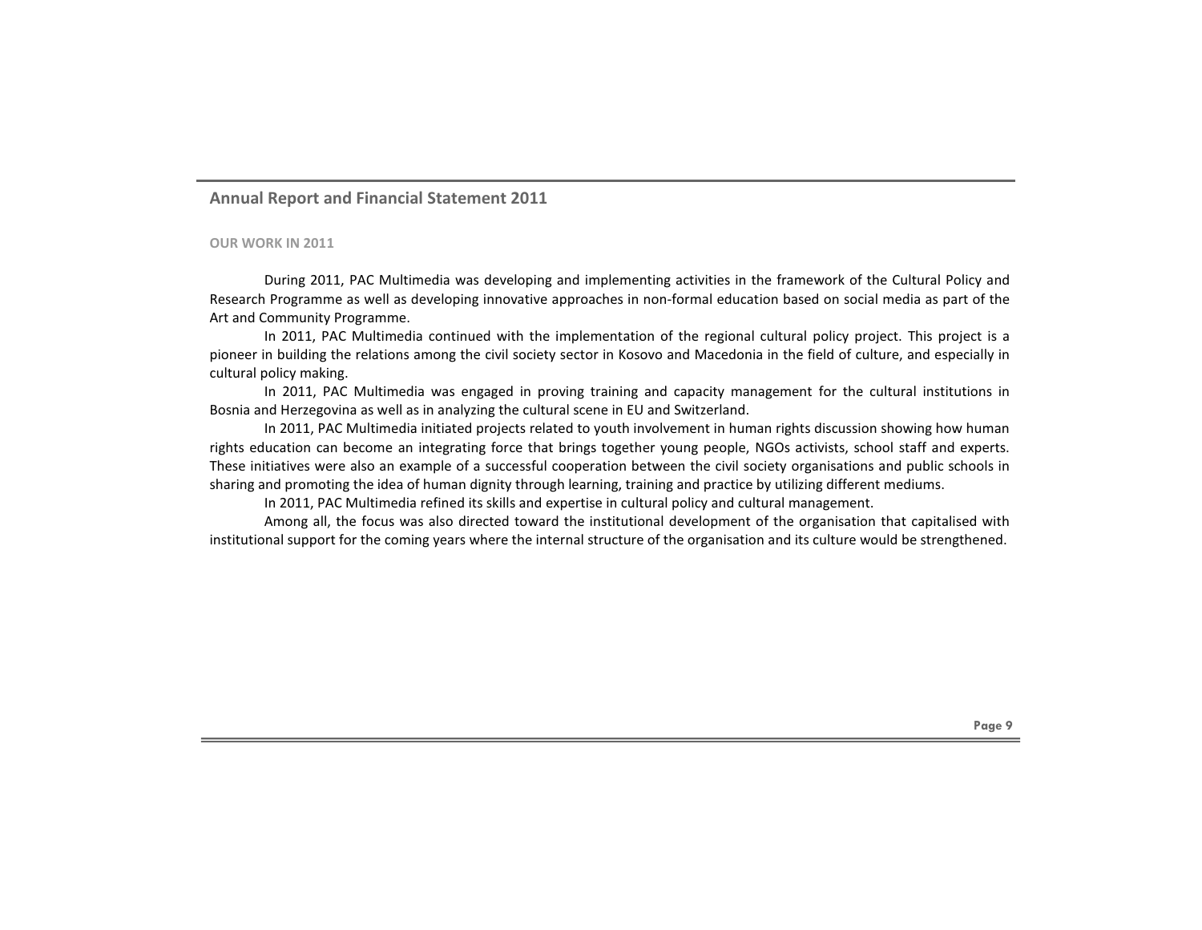## OUR WORK IN 2011

During 2011, PAC Multimedia was developing and implementing activities in the framework of the Cultural Policy and Research Programme as well as developing innovative approaches in non-formal education based on social media as part of the Art and Community Programme.

In 2011, PAC Multimedia continued with the implementation of the regional cultural policy project. This project is a pioneer in building the relations among the civil society sector in Kosovo and Macedonia in the field of culture, and especially in cultural policy making.

In 2011, PAC Multimedia was engaged in proving training and capacity management for the cultural institutions in Bosnia and Herzegovina as well as in analyzing the cultural scene in EU and Switzerland.

In 2011, PAC Multimedia initiated projects related to youth involvement in human rights discussion showing how human rights education can become an integrating force that brings together young people, NGOs activists, school staff and experts. These initiatives were also an example of a successful cooperation between the civil society organisations and public schools in sharing and promoting the idea of human dignity through learning, training and practice by utilizing different mediums.

In 2011, PAC Multimedia refined its skills and expertise in cultural policy and cultural management.

Among all, the focus was also directed toward the institutional development of the organisation that capitalised with institutional support for the coming years where the internal structure of the organisation and its culture would be strengthened.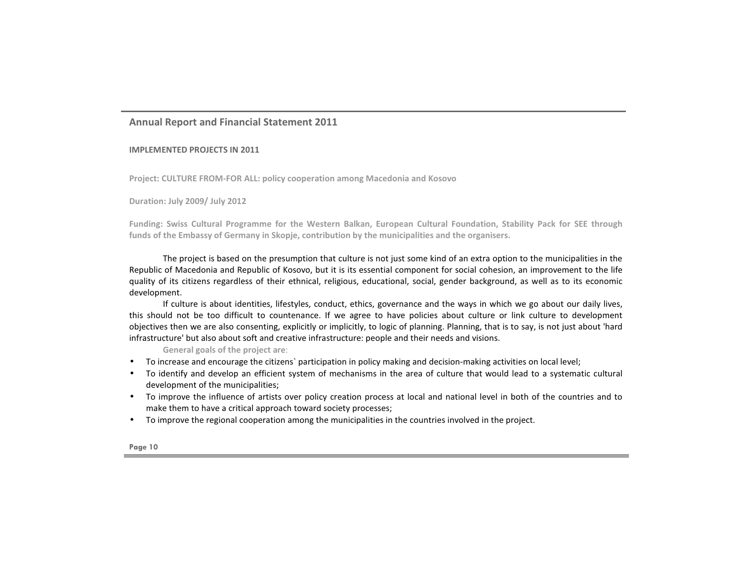## IMPLEMENTED PROJECTS IN 2011

**Project: CULTURE FROM-FOR ALL: policy cooperation among Macedonia and Kosovo**

**Duration: July 2009/ July 2012**

**Funding: Swiss Cultural Programme for the Western Balkan, European Cultural Foundation, Stability Pack for SEE through funds of the Embassy of Germany in Skopje, contribution by the municipalities and the organisers.**

The project is based on the presumption that culture is not just some kind of an extra option to the municipalities in the Republic of Macedonia and Republic of Kosovo, but it is its essential component for social cohesion, an improvement to the life quality of its citizens regardless of their ethnical, religious, educational, social, gender background, as well as to its economic development.

If culture is about identities, lifestyles, conduct, ethics, governance and the ways in which we go about our daily lives, this should not be too difficult to countenance. If we agree to have policies about culture or link culture to development objectives then we are also consenting, explicitly or implicitly, to logic of planning. Planning, that is to say, is not just about 'hard infrastructure' but also about soft and creative infrastructure: people and their needs and visions.

**General goals of the project are**:

- To increase and encourage the citizens` participation in policy making and decision-making activities on local level;
- To identify and develop an efficient system of mechanisms in the area of culture that would lead to a systematic cultural development of the municipalities;
- To improve the influence of artists over policy creation process at local and national level in both of the countries and to make them to have a critical approach toward society processes;
- To improve the regional cooperation among the municipalities in the countries involved in the project.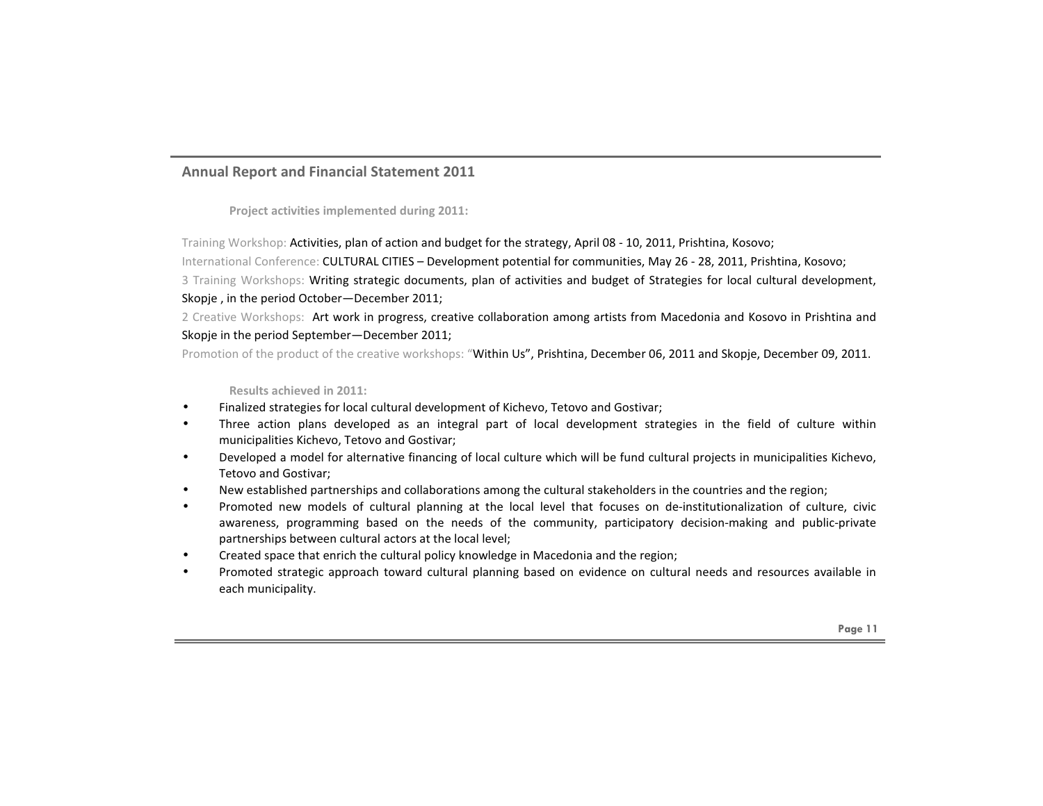**Project activities implemented during 2011:**

Training Workshop: Activities, plan of action and budget for the strategy, April 08 - 10, 2011, Prishtina, Kosovo;

International Conference: CULTURAL CITIES – Development potential for communities, May 26 - 28, 2011, Prishtina, Kosovo;

3 Training Workshops: Writing strategic documents, plan of activities and budget of Strategies for local cultural development, Skopje , in the period October—December 2011;

2 Creative Workshops: Art work in progress, creative collaboration among artists from Macedonia and Kosovo in Prishtina and Skopje in the period September—December 2011;

Promotion of the product of the creative workshops: "Within Us", Prishtina, December 06, 2011 and Skopje, December 09, 2011.

**Results achieved in 2011:**

- Finalized strategies for local cultural development of Kichevo, Tetovo and Gostivar;
- Three action plans developed as an integral part of local development strategies in the field of culture within municipalities Kichevo, Tetovo and Gostivar;
- Developed a model for alternative financing of local culture which will be fund cultural projects in municipalities Kichevo, Tetovo and Gostivar;
- New established partnerships and collaborations among the cultural stakeholders in the countries and the region;
- Promoted new models of cultural planning at the local level that focuses on de-institutionalization of culture, civic awareness, programming based on the needs of the community, participatory decision-making and public-private partnerships between cultural actors at the local level;
- Created space that enrich the cultural policy knowledge in Macedonia and the region;
- Promoted strategic approach toward cultural planning based on evidence on cultural needs and resources available in each municipality.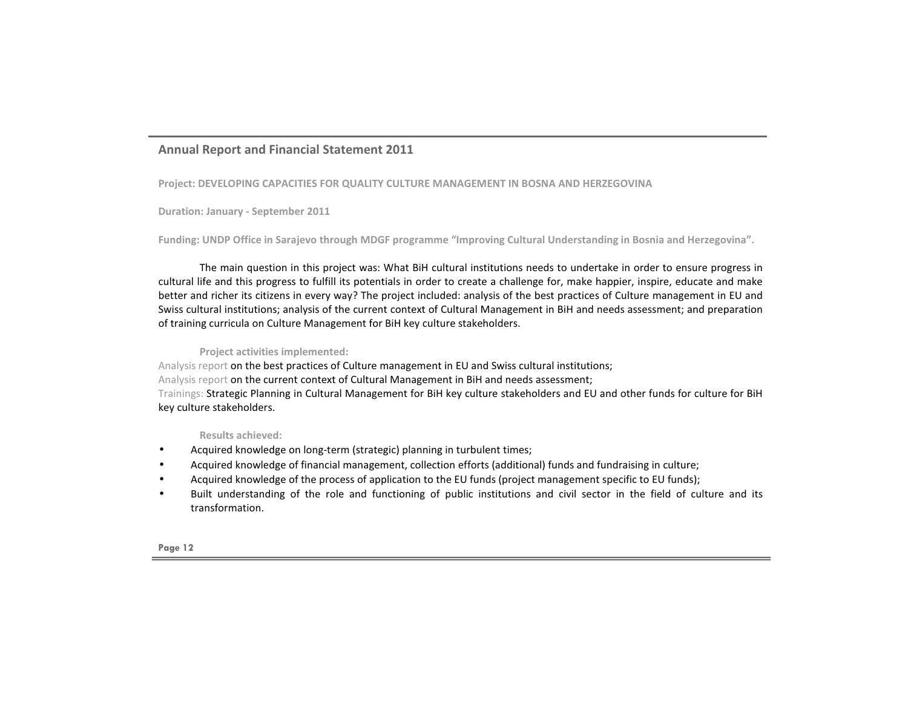Project: DEVELOPING CAPACITIES FOR QUALITY CULTURE MANAGEMENT IN BOSNA AND HERZEGOVINA

Duration: January - September 2011

Funding: UNDP Office in Sarajevo through MDGF programme "Improving Cultural Understanding in Bosnia and Herzegovina".

The main question in this project was: What BiH cultural institutions needs to undertake in order to ensure progress in cultural life and this progress to fulfill its potentials in order to create a challenge for, make happier, inspire, educate and make better and richer its citizens in every way? The project included: analysis of the best practices of Culture management in EU and Swiss cultural institutions; analysis of the current context of Cultural Management in BiH and needs assessment; and preparation of training curricula on Culture Management for BiH key culture stakeholders.

**Project activities implemented:**

Analysis report on the best practices of Culture management in EU and Swiss cultural institutions;
Analysis report on the current context of Cultural Management in BiH and needs assessment;
Trainings: Strategic Planning in Cultural Management for BiH key culture stakeholders and EU and other funds for culture for BiH key culture stakeholders.

**Results achieved:**

- Acquired knowledge on long-term (strategic) planning in turbulent times;
- Acquired knowledge of financial management, collection efforts (additional) funds and fundraising in culture;
- Acquired knowledge of the process of application to the EU funds (project management specific to EU funds);
- Built understanding of the role and functioning of public institutions and civil sector in the field of culture and its transformation.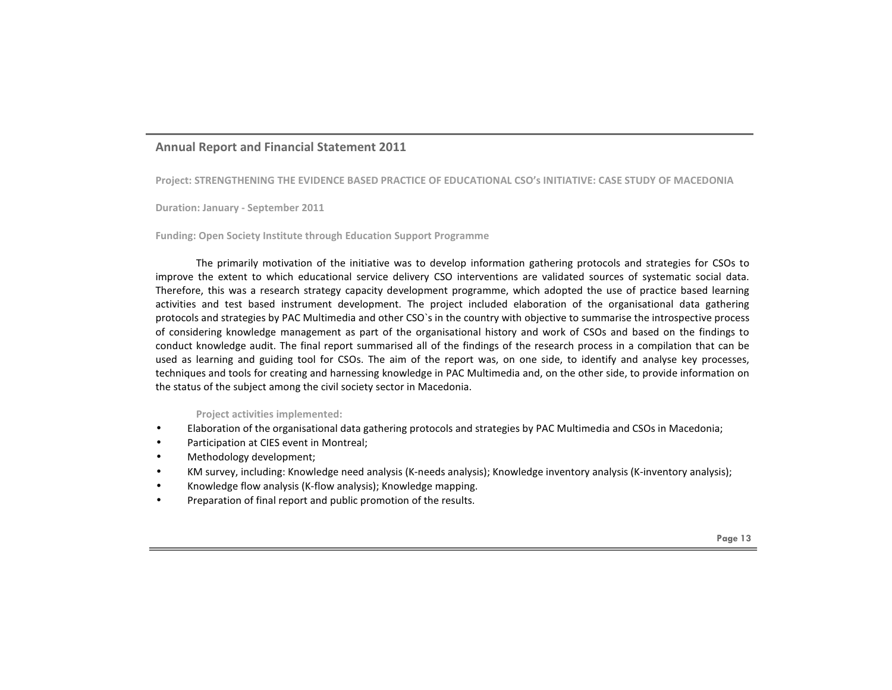**Project: STRENGTHENING THE EVIDENCE BASED PRACTICE OF EDUCATIONAL CSO's INITIATIVE: CASE STUDY OF MACEDONIA**

**Duration: January - September 2011**

**Funding: Open Society Institute through Education Support Programme**

The primarily motivation of the initiative was to develop information gathering protocols and strategies for CSOs to improve the extent to which educational service delivery CSO interventions are validated sources of systematic social data. Therefore, this was a research strategy capacity development programme, which adopted the use of practice based learning activities and test based instrument development. The project included elaboration of the organisational data gathering protocols and strategies by PAC Multimedia and other CSO`s in the country with objective to summarise the introspective process of considering knowledge management as part of the organisational history and work of CSOs and based on the findings to conduct knowledge audit. The final report summarised all of the findings of the research process in a compilation that can be used as learning and guiding tool for CSOs. The aim of the report was, on one side, to identify and analyse key processes, techniques and tools for creating and harnessing knowledge in PAC Multimedia and, on the other side, to provide information on the status of the subject among the civil society sector in Macedonia.

**Project activities implemented:**

- Elaboration of the organisational data gathering protocols and strategies by PAC Multimedia and CSOs in Macedonia;
- Participation at CIES event in Montreal;
- Methodology development;
- KM survey, including: Knowledge need analysis (K-needs analysis); Knowledge inventory analysis (K-inventory analysis);
- Knowledge flow analysis (K-flow analysis); Knowledge mapping.
- Preparation of final report and public promotion of the results.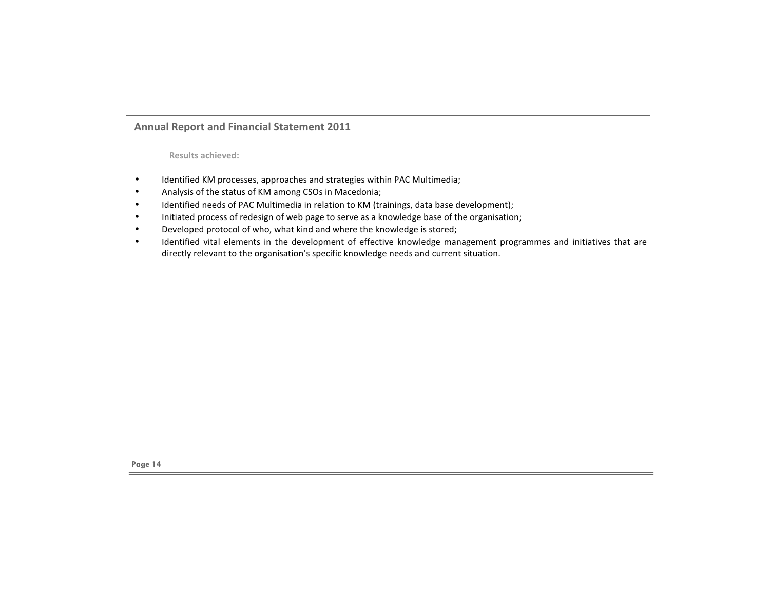**Results achieved:**

- Identified KM processes, approaches and strategies within PAC Multimedia;
- Analysis of the status of KM among CSOs in Macedonia;
- Identified needs of PAC Multimedia in relation to KM (trainings, data base development);
- Initiated process of redesign of web page to serve as a knowledge base of the organisation;
- Developed protocol of who, what kind and where the knowledge is stored;
- Identified vital elements in the development of effective knowledge management programmes and initiatives that are directly relevant to the organisation's specific knowledge needs and current situation.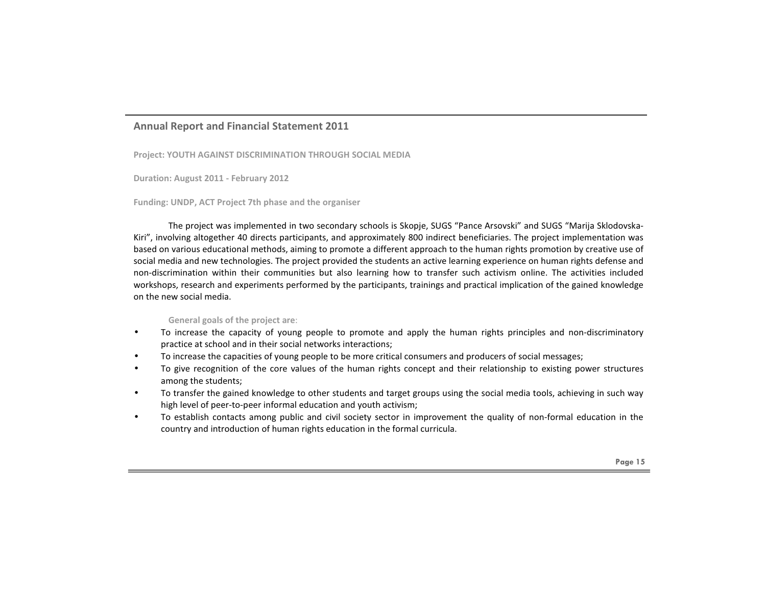**Project: YOUTH AGAINST DISCRIMINATION THROUGH SOCIAL MEDIA**

**Duration: August 2011 - February 2012**

**Funding: UNDP, ACT Project 7th phase and the organiser**

The project was implemented in two secondary schools is Skopje, SUGS "Pance Arsovski" and SUGS "Marija Sklodovska-Kiri", involving altogether 40 directs participants, and approximately 800 indirect beneficiaries. The project implementation was based on various educational methods, aiming to promote a different approach to the human rights promotion by creative use of social media and new technologies. The project provided the students an active learning experience on human rights defense and non-discrimination within their communities but also learning how to transfer such activism online. The activities included workshops, research and experiments performed by the participants, trainings and practical implication of the gained knowledge on the new social media.

**General goals of the project are**:

- To increase the capacity of young people to promote and apply the human rights principles and non-discriminatory practice at school and in their social networks interactions;
- To increase the capacities of young people to be more critical consumers and producers of social messages;
- To give recognition of the core values of the human rights concept and their relationship to existing power structures among the students;
- To transfer the gained knowledge to other students and target groups using the social media tools, achieving in such way high level of peer-to-peer informal education and youth activism;
- To establish contacts among public and civil society sector in improvement the quality of non-formal education in the country and introduction of human rights education in the formal curricula.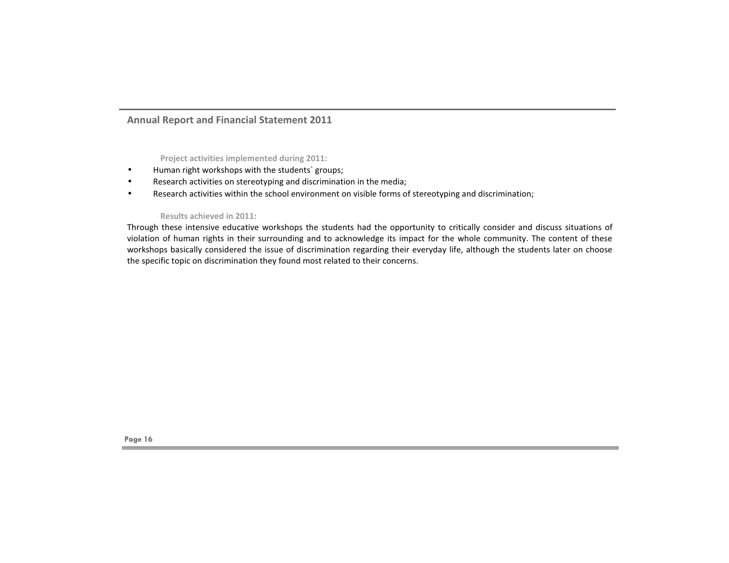**Project activities implemented during 2011:**

- Human right workshops with the students` groups;
- Research activities on stereotyping and discrimination in the media;
- Research activities within the school environment on visible forms of stereotyping and discrimination;

**Results achieved in 2011:**

Through these intensive educative workshops the students had the opportunity to critically consider and discuss situations of violation of human rights in their surrounding and to acknowledge its impact for the whole community. The content of these workshops basically considered the issue of discrimination regarding their everyday life, although the students later on choose the specific topic on discrimination they found most related to their concerns.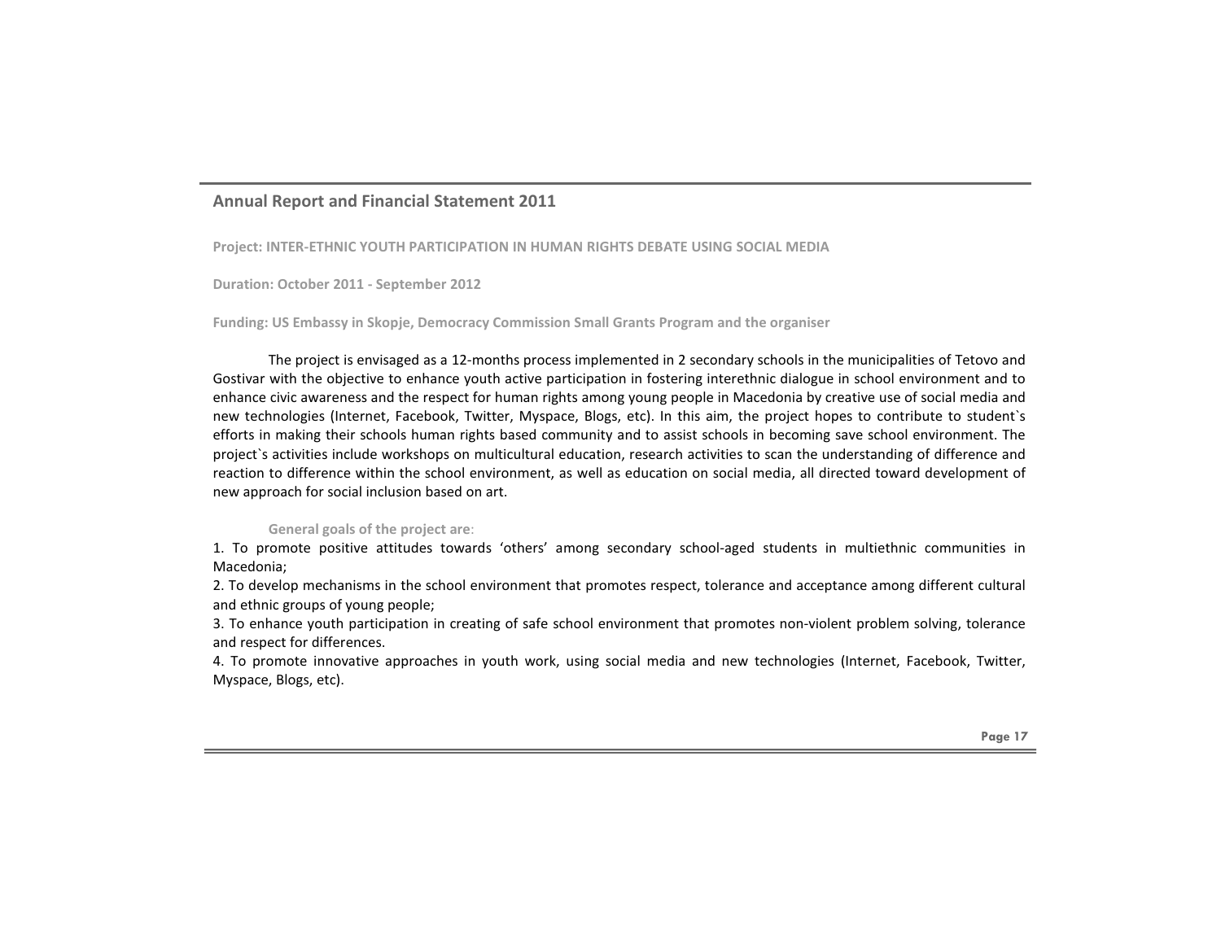**Project: INTER-ETHNIC YOUTH PARTICIPATION IN HUMAN RIGHTS DEBATE USING SOCIAL MEDIA**

**Duration: October 2011 - September 2012**

**Funding: US Embassy in Skopje, Democracy Commission Small Grants Program and the organiser**

The project is envisaged as a 12-months process implemented in 2 secondary schools in the municipalities of Tetovo and Gostivar with the objective to enhance youth active participation in fostering interethnic dialogue in school environment and to enhance civic awareness and the respect for human rights among young people in Macedonia by creative use of social media and new technologies (Internet, Facebook, Twitter, Myspace, Blogs, etc). In this aim, the project hopes to contribute to student`s efforts in making their schools human rights based community and to assist schools in becoming save school environment. The project`s activities include workshops on multicultural education, research activities to scan the understanding of difference and reaction to difference within the school environment, as well as education on social media, all directed toward development of new approach for social inclusion based on art.

**General goals of the project are**:

1. To promote positive attitudes towards 'others' among secondary school-aged students in multiethnic communities in Macedonia;
2. To develop mechanisms in the school environment that promotes respect, tolerance and acceptance among different cultural and ethnic groups of young people;
3. To enhance youth participation in creating of safe school environment that promotes non-violent problem solving, tolerance and respect for differences.
4. To promote innovative approaches in youth work, using social media and new technologies (Internet, Facebook, Twitter, Myspace, Blogs, etc).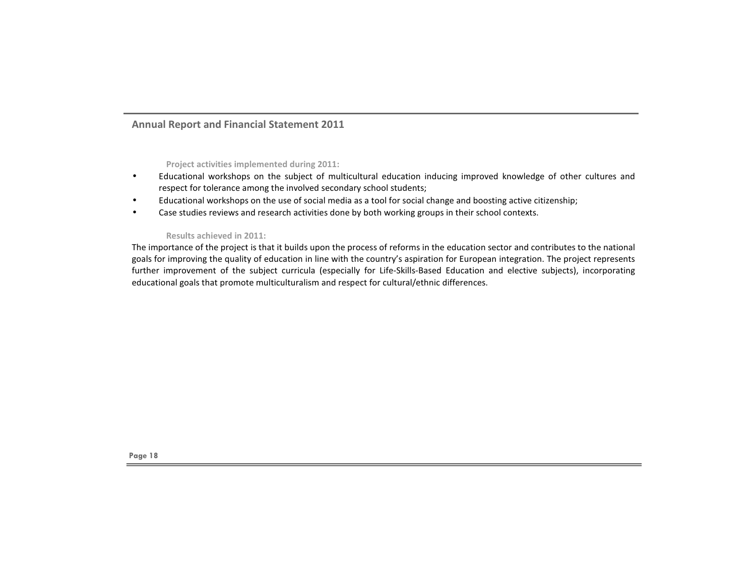**Project activities implemented during 2011:**

- Educational workshops on the subject of multicultural education inducing improved knowledge of other cultures and respect for tolerance among the involved secondary school students;
- Educational workshops on the use of social media as a tool for social change and boosting active citizenship;
- Case studies reviews and research activities done by both working groups in their school contexts.

**Results achieved in 2011:**

The importance of the project is that it builds upon the process of reforms in the education sector and contributes to the national goals for improving the quality of education in line with the country's aspiration for European integration. The project represents further improvement of the subject curricula (especially for Life-Skills-Based Education and elective subjects), incorporating educational goals that promote multiculturalism and respect for cultural/ethnic differences.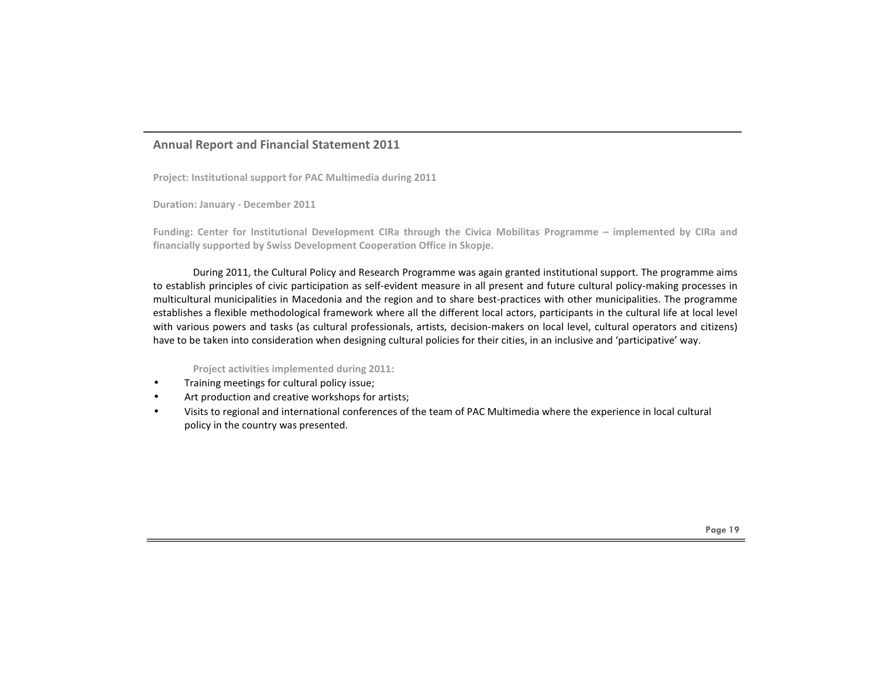**Project: Institutional support for PAC Multimedia during 2011**

**Duration: January - December 2011**

**Funding: Center for Institutional Development CIRa through the Civica Mobilitas Programme – implemented by CIRa and financially supported by Swiss Development Cooperation Office in Skopje.**

During 2011, the Cultural Policy and Research Programme was again granted institutional support. The programme aims to establish principles of civic participation as self-evident measure in all present and future cultural policy-making processes in multicultural municipalities in Macedonia and the region and to share best-practices with other municipalities. The programme establishes a flexible methodological framework where all the different local actors, participants in the cultural life at local level with various powers and tasks (as cultural professionals, artists, decision-makers on local level, cultural operators and citizens) have to be taken into consideration when designing cultural policies for their cities, in an inclusive and 'participative' way.

**Project activities implemented during 2011:**

- Training meetings for cultural policy issue;
- Art production and creative workshops for artists;
- Visits to regional and international conferences of the team of PAC Multimedia where the experience in local cultural policy in the country was presented.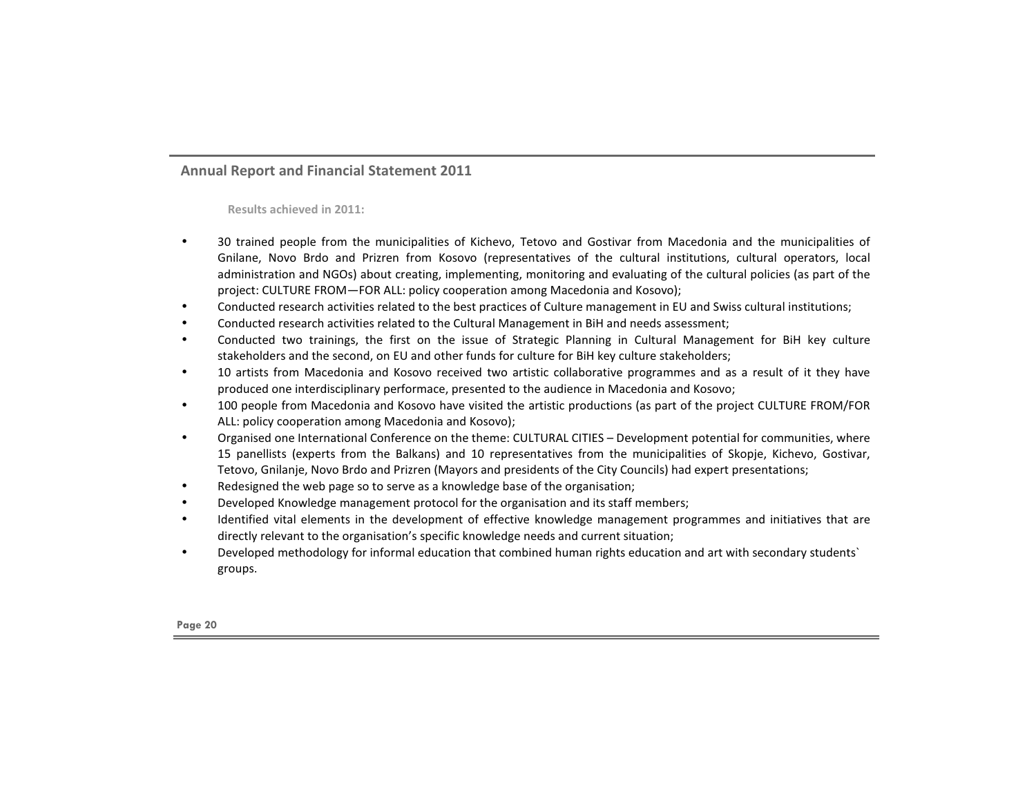**Results achieved in 2011:**

- 30 trained people from the municipalities of Kichevo, Tetovo and Gostivar from Macedonia and the municipalities of Gnilane, Novo Brdo and Prizren from Kosovo (representatives of the cultural institutions, cultural operators, local administration and NGOs) about creating, implementing, monitoring and evaluating of the cultural policies (as part of the project: CULTURE FROM—FOR ALL: policy cooperation among Macedonia and Kosovo);
- Conducted research activities related to the best practices of Culture management in EU and Swiss cultural institutions;
- Conducted research activities related to the Cultural Management in BiH and needs assessment;
- Conducted two trainings, the first on the issue of Strategic Planning in Cultural Management for BiH key culture stakeholders and the second, on EU and other funds for culture for BiH key culture stakeholders;
- 10 artists from Macedonia and Kosovo received two artistic collaborative programmes and as a result of it they have produced one interdisciplinary performace, presented to the audience in Macedonia and Kosovo;
- 100 people from Macedonia and Kosovo have visited the artistic productions (as part of the project CULTURE FROM/FOR ALL: policy cooperation among Macedonia and Kosovo);
- Organised one International Conference on the theme: CULTURAL CITIES – Development potential for communities, where 15 panellists (experts from the Balkans) and 10 representatives from the municipalities of Skopje, Kichevo, Gostivar, Tetovo, Gnilanje, Novo Brdo and Prizren (Mayors and presidents of the City Councils) had expert presentations;
- Redesigned the web page so to serve as a knowledge base of the organisation;
- Developed Knowledge management protocol for the organisation and its staff members;
- Identified vital elements in the development of effective knowledge management programmes and initiatives that are directly relevant to the organisation's specific knowledge needs and current situation;
- Developed methodology for informal education that combined human rights education and art with secondary students` groups.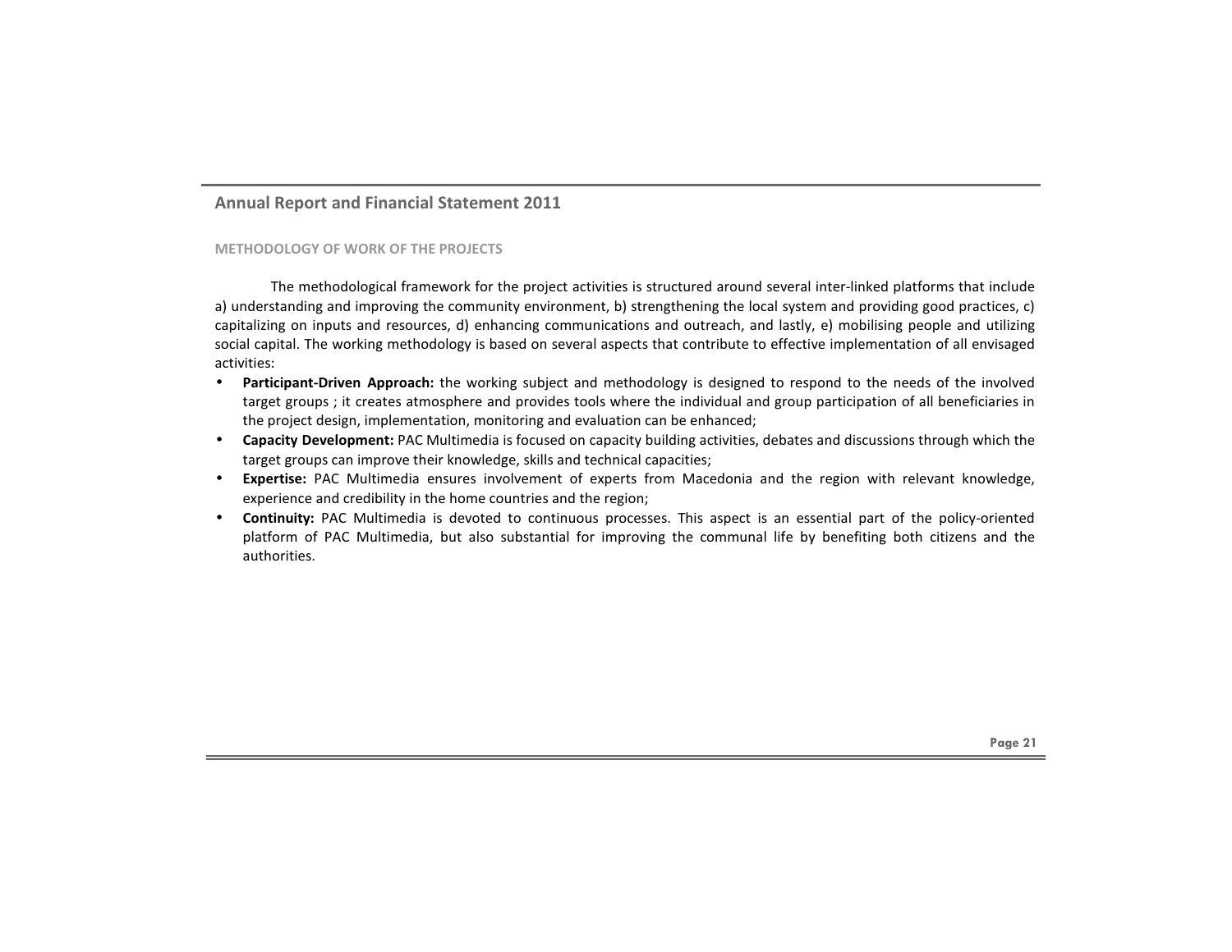### METHODOLOGY OF WORK OF THE PROJECTS

The methodological framework for the project activities is structured around several inter-linked platforms that include a) understanding and improving the community environment, b) strengthening the local system and providing good practices, c) capitalizing on inputs and resources, d) enhancing communications and outreach, and lastly, e) mobilising people and utilizing social capital. The working methodology is based on several aspects that contribute to effective implementation of all envisaged activities:

- **Participant-Driven Approach:** the working subject and methodology is designed to respond to the needs of the involved target groups ; it creates atmosphere and provides tools where the individual and group participation of all beneficiaries in the project design, implementation, monitoring and evaluation can be enhanced;
- **Capacity Development:** PAC Multimedia is focused on capacity building activities, debates and discussions through which the target groups can improve their knowledge, skills and technical capacities;
- **Expertise:** PAC Multimedia ensures involvement of experts from Macedonia and the region with relevant knowledge, experience and credibility in the home countries and the region;
- **Continuity:** PAC Multimedia is devoted to continuous processes. This aspect is an essential part of the policy-oriented platform of PAC Multimedia, but also substantial for improving the communal life by benefiting both citizens and the authorities.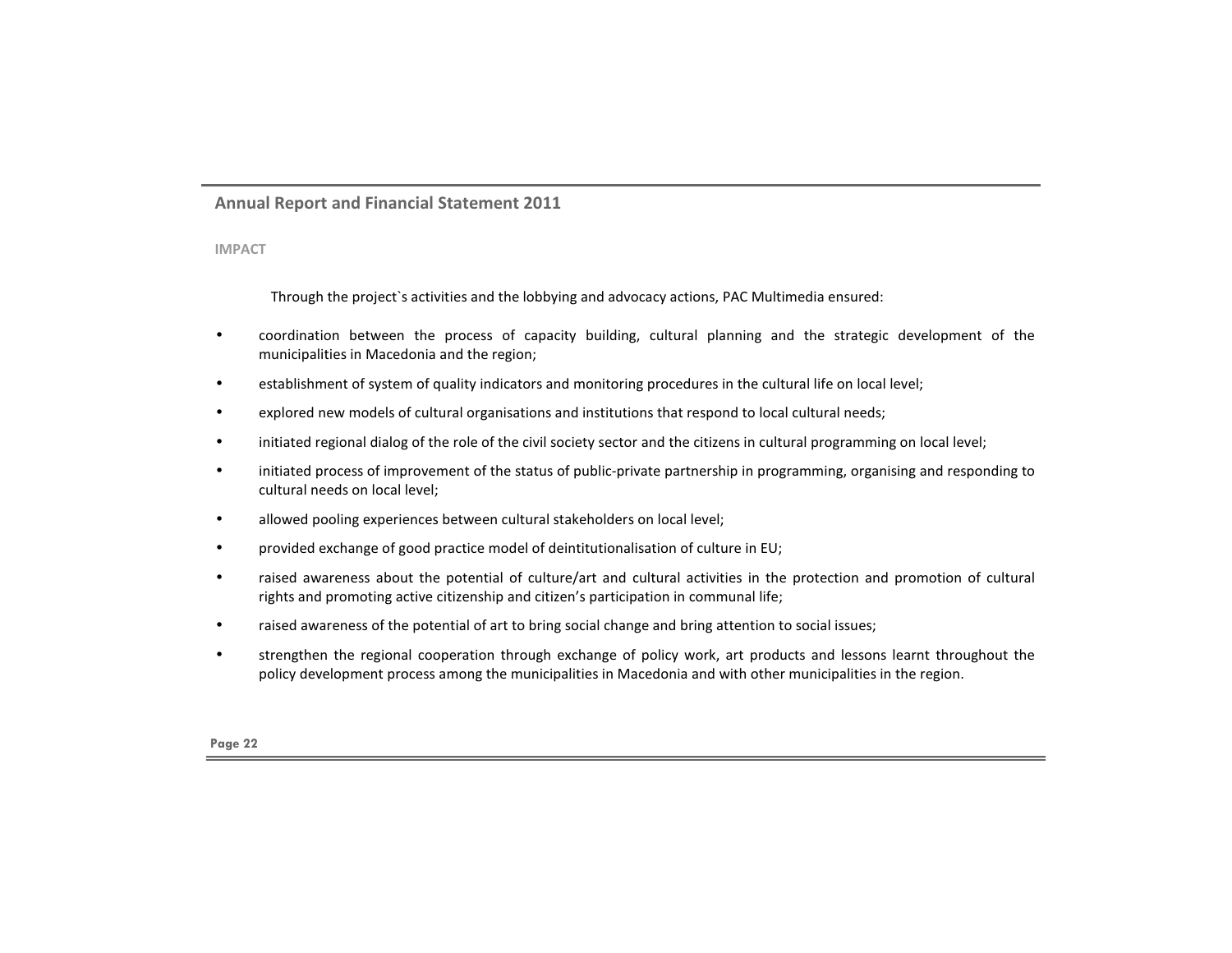## IMPACT

Through the project`s activities and the lobbying and advocacy actions, PAC Multimedia ensured:

- coordination between the process of capacity building, cultural planning and the strategic development of the municipalities in Macedonia and the region;
- establishment of system of quality indicators and monitoring procedures in the cultural life on local level;
- explored new models of cultural organisations and institutions that respond to local cultural needs;
- initiated regional dialog of the role of the civil society sector and the citizens in cultural programming on local level;
- initiated process of improvement of the status of public-private partnership in programming, organising and responding to cultural needs on local level;
- allowed pooling experiences between cultural stakeholders on local level;
- provided exchange of good practice model of deintitutionalisation of culture in EU;
- raised awareness about the potential of culture/art and cultural activities in the protection and promotion of cultural rights and promoting active citizenship and citizen's participation in communal life;
- raised awareness of the potential of art to bring social change and bring attention to social issues;
- strengthen the regional cooperation through exchange of policy work, art products and lessons learnt throughout the policy development process among the municipalities in Macedonia and with other municipalities in the region.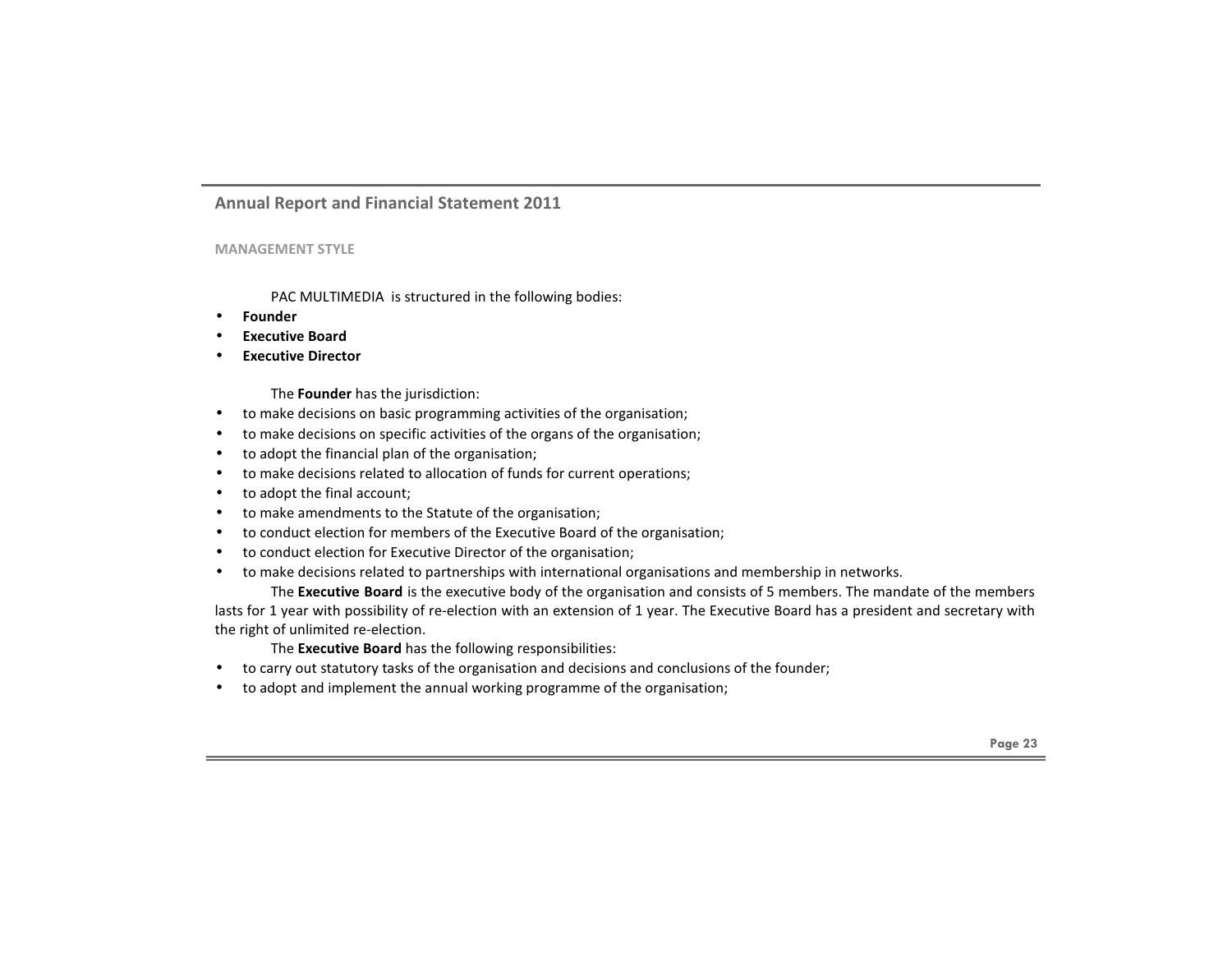## MANAGEMENT STYLE

PAC MULTIMEDIA is structured in the following bodies:

- **Founder**
- **Executive Board**
- **Executive Director**

The **Founder** has the jurisdiction:

- to make decisions on basic programming activities of the organisation;
- to make decisions on specific activities of the organs of the organisation;
- to adopt the financial plan of the organisation;
- to make decisions related to allocation of funds for current operations;
- to adopt the final account;
- to make amendments to the Statute of the organisation;
- to conduct election for members of the Executive Board of the organisation;
- to conduct election for Executive Director of the organisation;
- to make decisions related to partnerships with international organisations and membership in networks.

The **Executive Board** is the executive body of the organisation and consists of 5 members. The mandate of the members lasts for 1 year with possibility of re-election with an extension of 1 year. The Executive Board has a president and secretary with the right of unlimited re-election.

The **Executive Board** has the following responsibilities:

- to carry out statutory tasks of the organisation and decisions and conclusions of the founder;
- to adopt and implement the annual working programme of the organisation;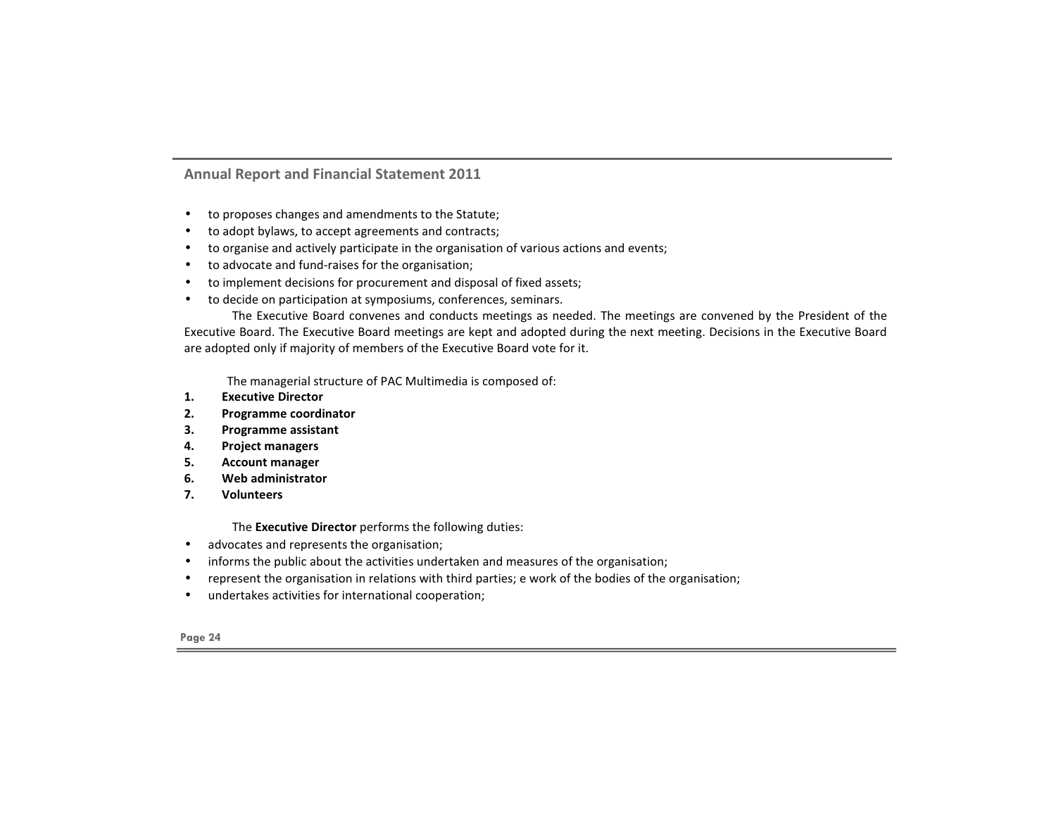- to proposes changes and amendments to the Statute;
- to adopt bylaws, to accept agreements and contracts;
- to organise and actively participate in the organisation of various actions and events;
- to advocate and fund-raises for the organisation;
- to implement decisions for procurement and disposal of fixed assets;
- to decide on participation at symposiums, conferences, seminars.

The Executive Board convenes and conducts meetings as needed. The meetings are convened by the President of the Executive Board. The Executive Board meetings are kept and adopted during the next meeting. Decisions in the Executive Board are adopted only if majority of members of the Executive Board vote for it.

The managerial structure of PAC Multimedia is composed of:

1. **Executive Director**
2. **Programme coordinator**
3. **Programme assistant**
4. **Project managers**
5. **Account manager**
6. **Web administrator**
7. **Volunteers**

The **Executive Director** performs the following duties:

- advocates and represents the organisation;
- informs the public about the activities undertaken and measures of the organisation;
- represent the organisation in relations with third parties; e work of the bodies of the organisation;
- undertakes activities for international cooperation;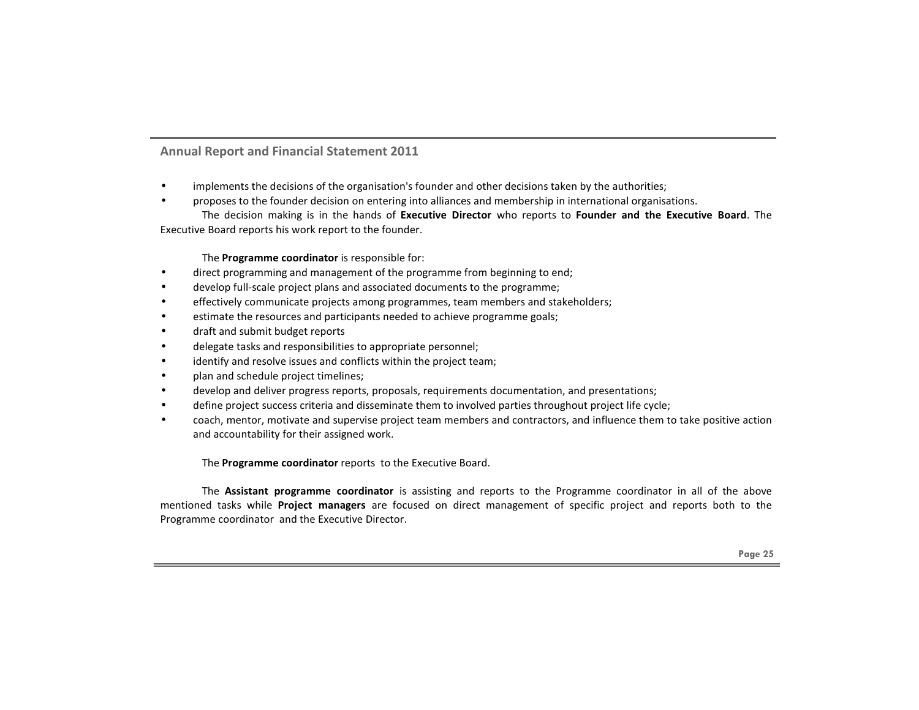- implements the decisions of the organisation's founder and other decisions taken by the authorities;
- proposes to the founder decision on entering into alliances and membership in international organisations.

The decision making is in the hands of **Executive Director** who reports to **Founder and the Executive Board**. The Executive Board reports his work report to the founder.

The **Programme coordinator** is responsible for:

- direct programming and management of the programme from beginning to end;
- develop full-scale project plans and associated documents to the programme;
- effectively communicate projects among programmes, team members and stakeholders;
- estimate the resources and participants needed to achieve programme goals;
- draft and submit budget reports
- delegate tasks and responsibilities to appropriate personnel;
- identify and resolve issues and conflicts within the project team;
- plan and schedule project timelines;
- develop and deliver progress reports, proposals, requirements documentation, and presentations;
- define project success criteria and disseminate them to involved parties throughout project life cycle;
- coach, mentor, motivate and supervise project team members and contractors, and influence them to take positive action and accountability for their assigned work.

The **Programme coordinator** reports to the Executive Board.

The **Assistant programme coordinator** is assisting and reports to the Programme coordinator in all of the above mentioned tasks while **Project managers** are focused on direct management of specific project and reports both to the Programme coordinator and the Executive Director.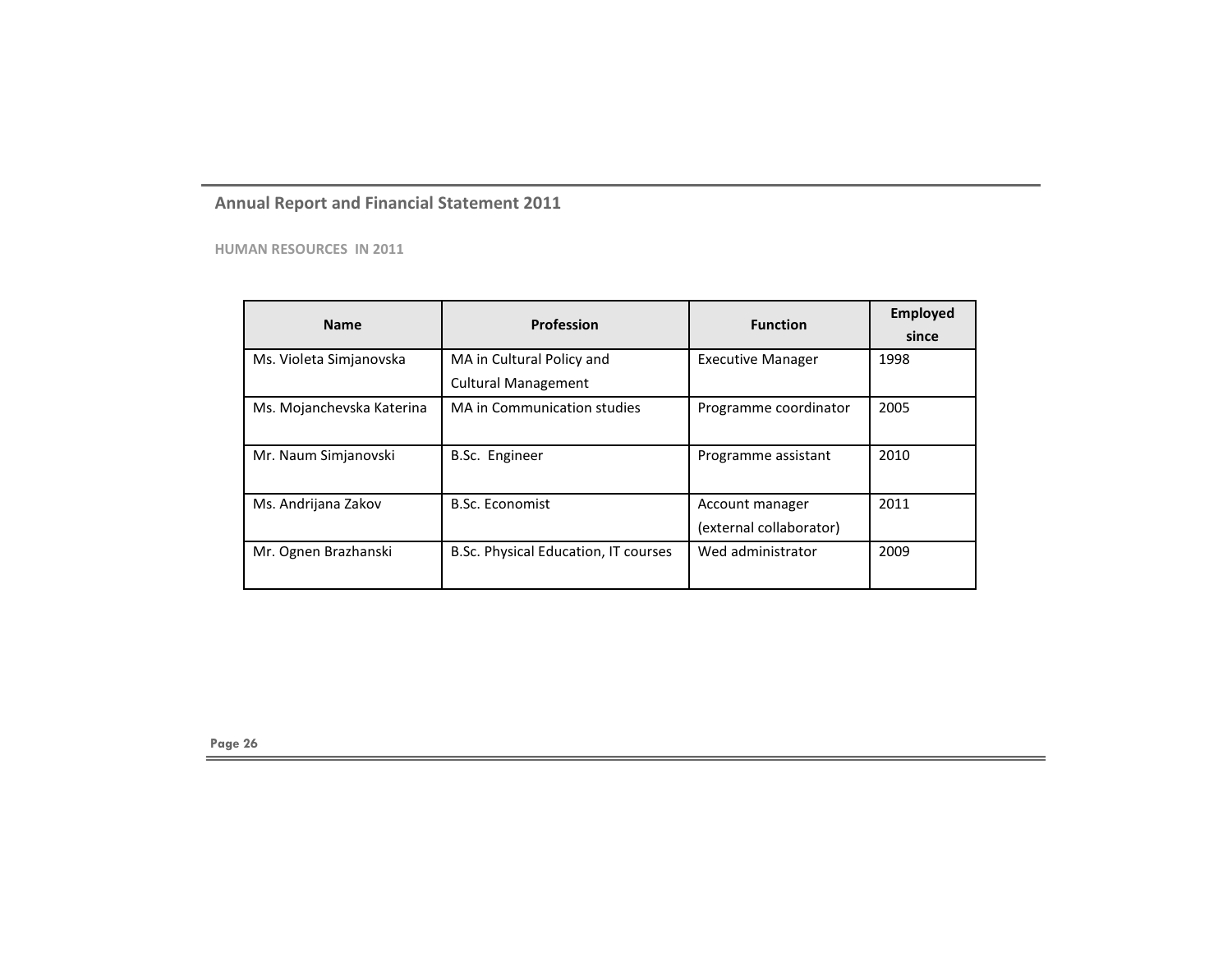## HUMAN RESOURCES IN 2011

| Name | Profession | Function | Employed since |
|---|---|---|---|
| Ms. Violeta Simjanovska | MA in Cultural Policy and Cultural Management | Executive Manager | 1998 |
| Ms. Mojanchevska Katerina | MA in Communication studies | Programme coordinator | 2005 |
| Mr. Naum Simjanovski | B.Sc. Engineer | Programme assistant | 2010 |
| Ms. Andrijana Zakov | B.Sc. Economist | Account manager (external collaborator) | 2011 |
| Mr. Ognen Brazhanski | B.Sc. Physical Education, IT courses | Wed administrator | 2009 |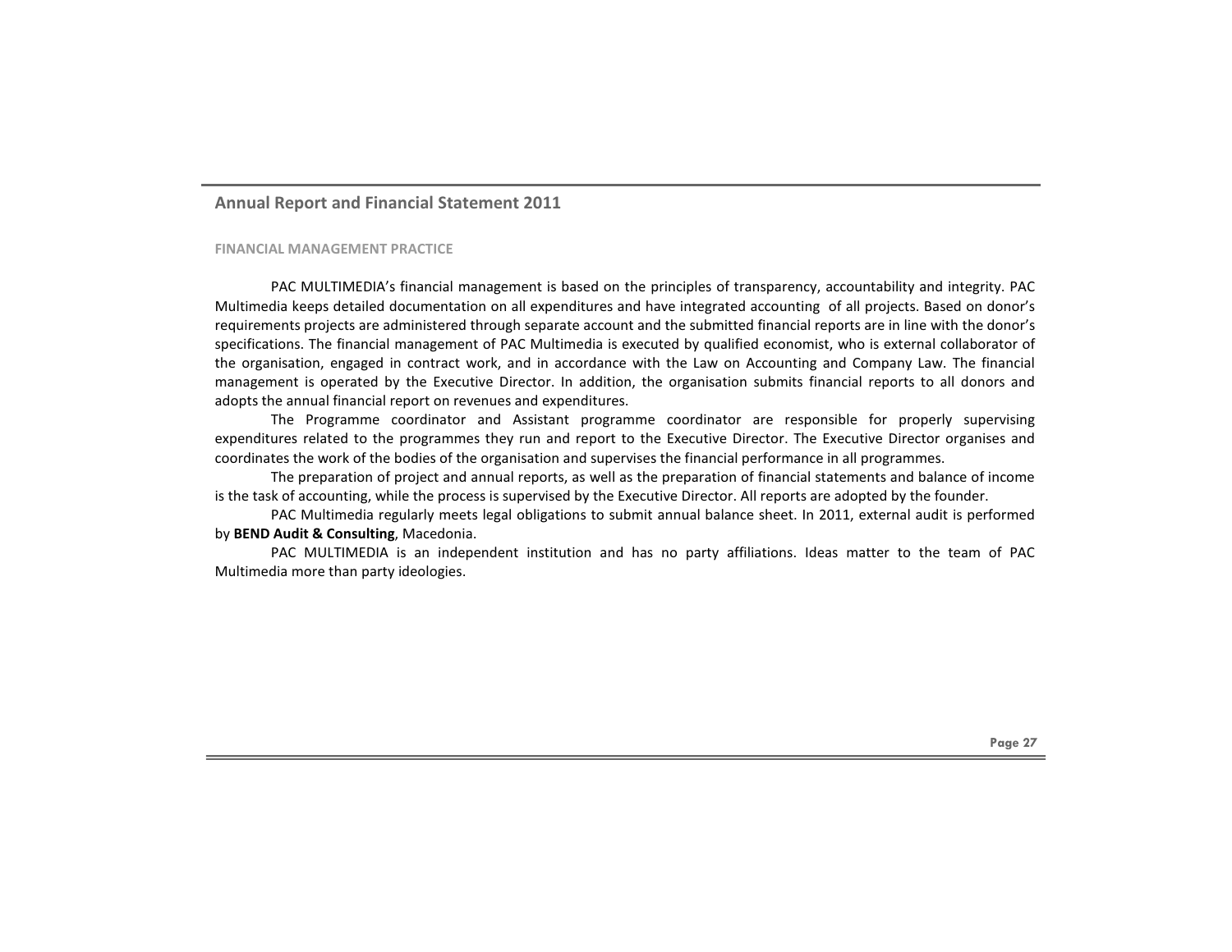## FINANCIAL MANAGEMENT PRACTICE

PAC MULTIMEDIA's financial management is based on the principles of transparency, accountability and integrity. PAC Multimedia keeps detailed documentation on all expenditures and have integrated accounting of all projects. Based on donor's requirements projects are administered through separate account and the submitted financial reports are in line with the donor's specifications. The financial management of PAC Multimedia is executed by qualified economist, who is external collaborator of the organisation, engaged in contract work, and in accordance with the Law on Accounting and Company Law. The financial management is operated by the Executive Director. In addition, the organisation submits financial reports to all donors and adopts the annual financial report on revenues and expenditures.

The Programme coordinator and Assistant programme coordinator are responsible for properly supervising expenditures related to the programmes they run and report to the Executive Director. The Executive Director organises and coordinates the work of the bodies of the organisation and supervises the financial performance in all programmes.

The preparation of project and annual reports, as well as the preparation of financial statements and balance of income is the task of accounting, while the process is supervised by the Executive Director. All reports are adopted by the founder.

PAC Multimedia regularly meets legal obligations to submit annual balance sheet. In 2011, external audit is performed by **BEND Audit & Consulting**, Macedonia.

PAC MULTIMEDIA is an independent institution and has no party affiliations. Ideas matter to the team of PAC Multimedia more than party ideologies.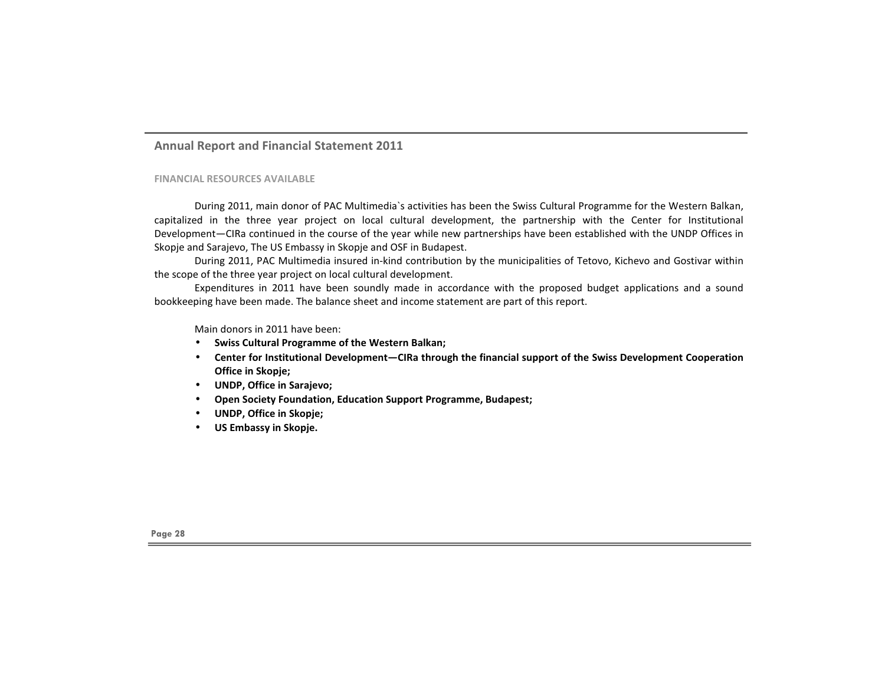## FINANCIAL RESOURCES AVAILABLE

During 2011, main donor of PAC Multimedia`s activities has been the Swiss Cultural Programme for the Western Balkan, capitalized in the three year project on local cultural development, the partnership with the Center for Institutional Development—CIRa continued in the course of the year while new partnerships have been established with the UNDP Offices in Skopje and Sarajevo, The US Embassy in Skopje and OSF in Budapest.

During 2011, PAC Multimedia insured in-kind contribution by the municipalities of Tetovo, Kichevo and Gostivar within the scope of the three year project on local cultural development.

Expenditures in 2011 have been soundly made in accordance with the proposed budget applications and a sound bookkeeping have been made. The balance sheet and income statement are part of this report.

Main donors in 2011 have been:

- **Swiss Cultural Programme of the Western Balkan;**
- **Center for Institutional Development—CIRa through the financial support of the Swiss Development Cooperation Office in Skopje;**
- **UNDP, Office in Sarajevo;**
- **Open Society Foundation, Education Support Programme, Budapest;**
- **UNDP, Office in Skopje;**
- **US Embassy in Skopje.**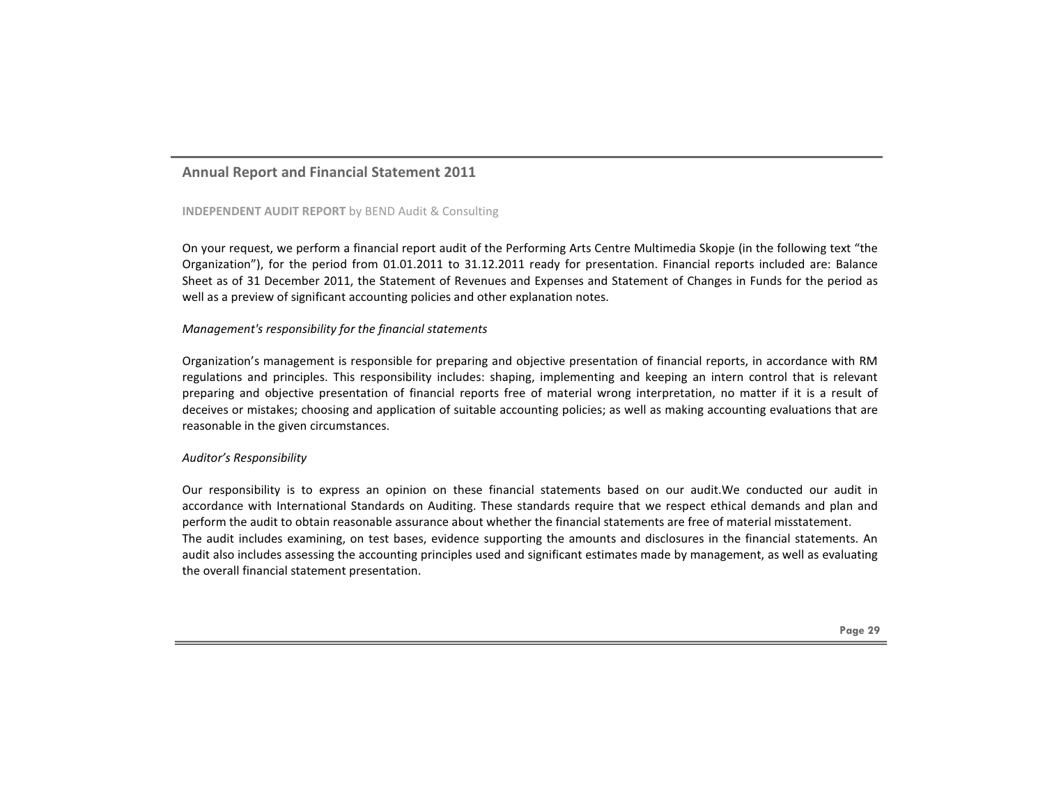## INDEPENDENT AUDIT REPORT by BEND Audit & Consulting

On your request, we perform a financial report audit of the Performing Arts Centre Multimedia Skopje (in the following text "the Organization"), for the period from 01.01.2011 to 31.12.2011 ready for presentation. Financial reports included are: Balance Sheet as of 31 December 2011, the Statement of Revenues and Expenses and Statement of Changes in Funds for the period as well as a preview of significant accounting policies and other explanation notes.

*Management's responsibility for the financial statements*

Organization's management is responsible for preparing and objective presentation of financial reports, in accordance with RM regulations and principles. This responsibility includes: shaping, implementing and keeping an intern control that is relevant preparing and objective presentation of financial reports free of material wrong interpretation, no matter if it is a result of deceives or mistakes; choosing and application of suitable accounting policies; as well as making accounting evaluations that are reasonable in the given circumstances.

*Auditor's Responsibility*

Our responsibility is to express an opinion on these financial statements based on our audit.We conducted our audit in accordance with International Standards on Auditing. These standards require that we respect ethical demands and plan and perform the audit to obtain reasonable assurance about whether the financial statements are free of material misstatement.
The audit includes examining, on test bases, evidence supporting the amounts and disclosures in the financial statements. An audit also includes assessing the accounting principles used and significant estimates made by management, as well as evaluating the overall financial statement presentation.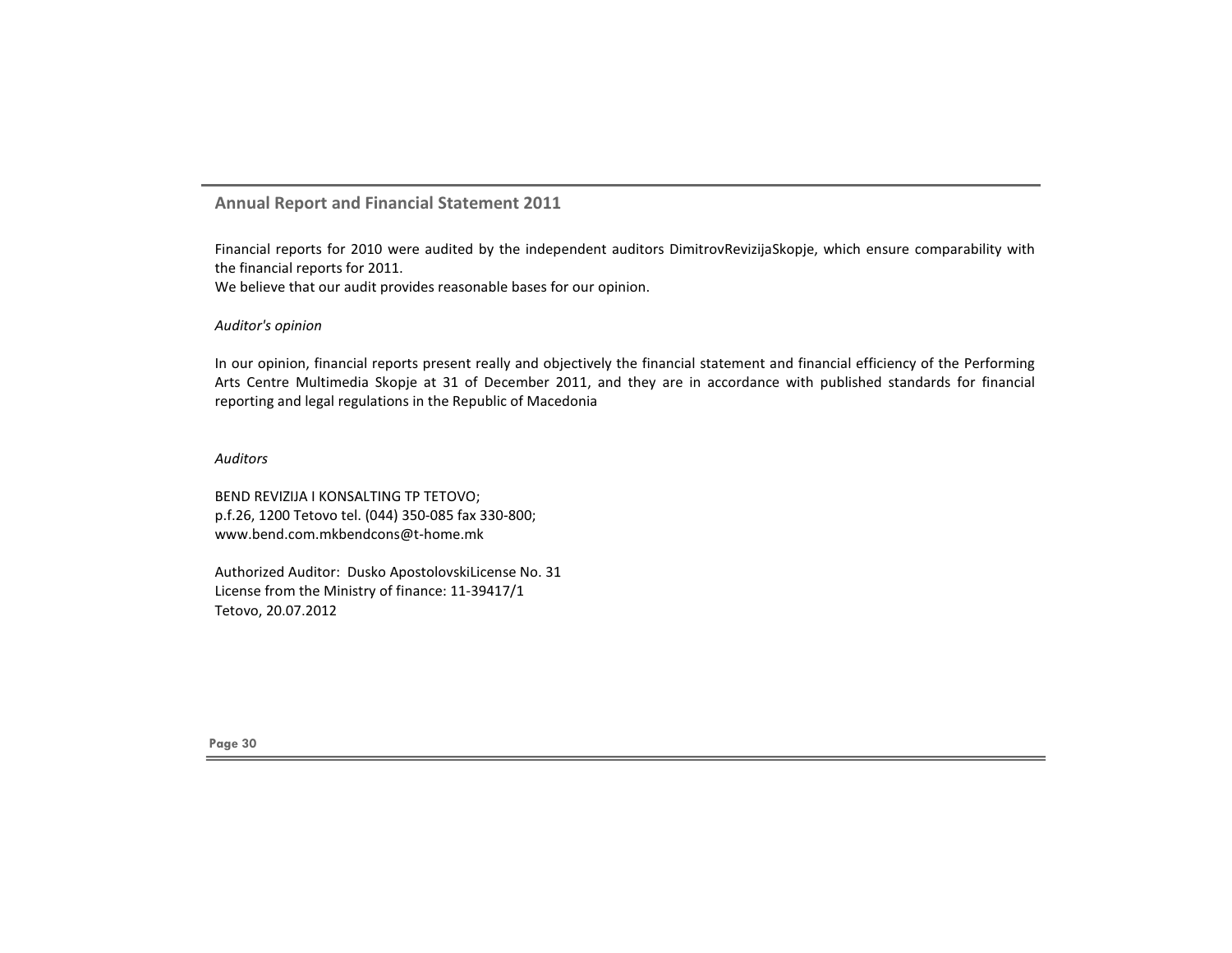Financial reports for 2010 were audited by the independent auditors DimitrovRevizijaSkopje, which ensure comparability with the financial reports for 2011.
We believe that our audit provides reasonable bases for our opinion.

*Auditor's opinion*

In our opinion, financial reports present really and objectively the financial statement and financial efficiency of the Performing Arts Centre Multimedia Skopje at 31 of December 2011, and they are in accordance with published standards for financial reporting and legal regulations in the Republic of Macedonia

*Auditors*

BEND REVIZIJA I KONSALTING TP TETOVO;
p.f.26, 1200 Tetovo tel. (044) 350-085 fax 330-800;
www.bend.com.mkbendcons@t-home.mk

Authorized Auditor: Dusko ApostolovskiLicense No. 31
License from the Ministry of finance: 11-39417/1
Tetovo, 20.07.2012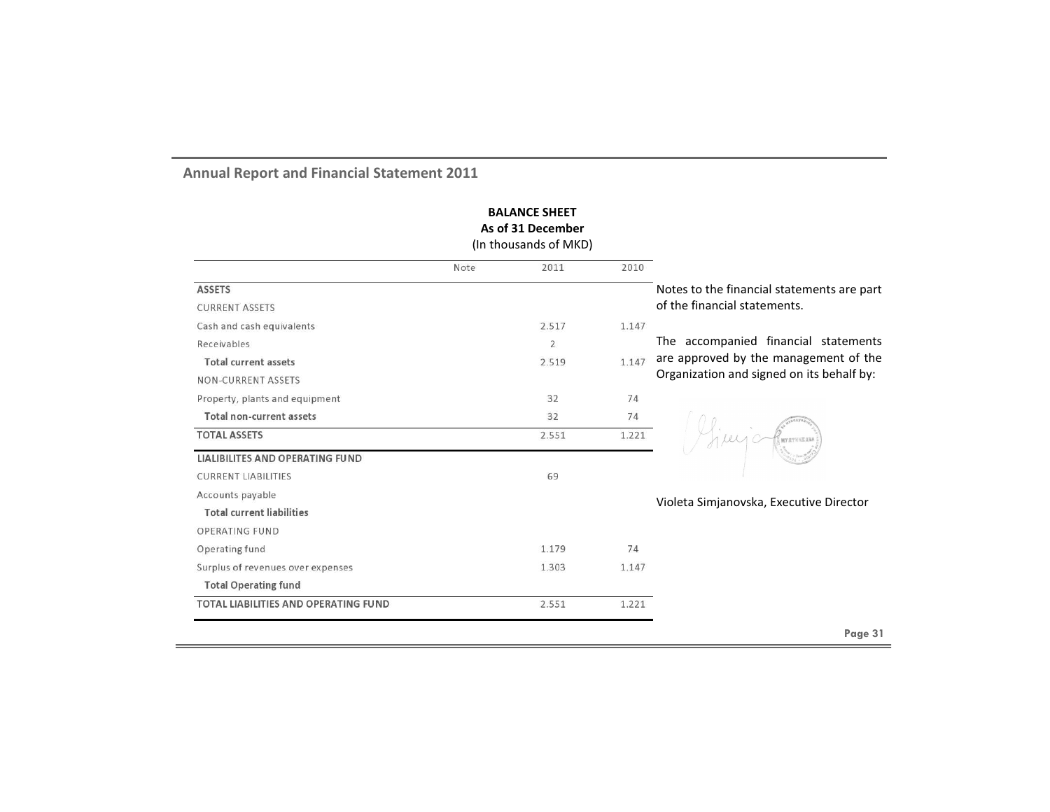## BALANCE SHEET

**As of 31 December**

(In thousands of MKD)

| | Note | 2011 | 2010 |
|---|---|---|---|
| **ASSETS** | | | |
| CURRENT ASSETS | | | |
| Cash and cash equivalents | | 2.517 | 1.147 |
| Receivables | | 2 | |
| **Total current assets** | | 2.519 | 1.147 |
| NON-CURRENT ASSETS | | | |
| Property, plants and equipment | | 32 | 74 |
| **Total non-current assets** | | 32 | 74 |
| **TOTAL ASSETS** | | 2.551 | 1.221 |
| **LIALIBILITES AND OPERATING FUND** | | | |
| CURRENT LIABILITIES | | 69 | |
| Accounts payable | | | |
| **Total current liabilities** | | | |
| OPERATING FUND | | | |
| Operating fund | | 1.179 | 74 |
| Surplus of revenues over expenses | | 1.303 | 1.147 |
| **Total Operating fund** | | | |
| **TOTAL LIABILITIES AND OPERATING FUND** | | 2.551 | 1.221 |

Notes to the financial statements are part of the financial statements.

The accompanied financial statements are approved by the management of the Organization and signed on its behalf by:

Violeta Simjanovska, Executive Director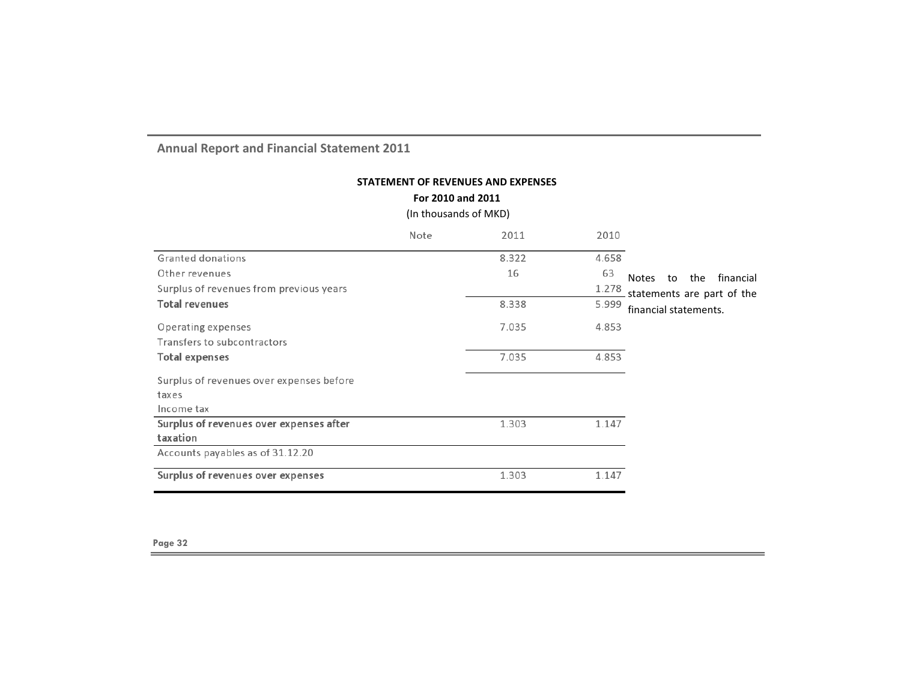## Annual Report and Financial Statement 2011

**STATEMENT OF REVENUES AND EXPENSES**

**For 2010 and 2011**

(In thousands of MKD)

| | Note | 2011 | 2010 |
|---|---|---|---|
| Granted donations | | 8.322 | 4.658 |
| Other revenues | | 16 | 63 |
| Surplus of revenues from previous years | | | 1.278 |
| **Total revenues** | | 8.338 | 5.999 |
| Operating expenses | | 7.035 | 4.853 |
| Transfers to subcontractors | | | |
| **Total expenses** | | 7.035 | 4.853 |
| Surplus of revenues over expenses before taxes | | | |
| Income tax | | | |
| **Surplus of revenues over expenses after taxation** | | 1.303 | 1.147 |
| Accounts payables as of 31.12.20 | | | |
| **Surplus of revenues over expenses** | | 1.303 | 1.147 |

Notes to the financial statements are part of the financial statements.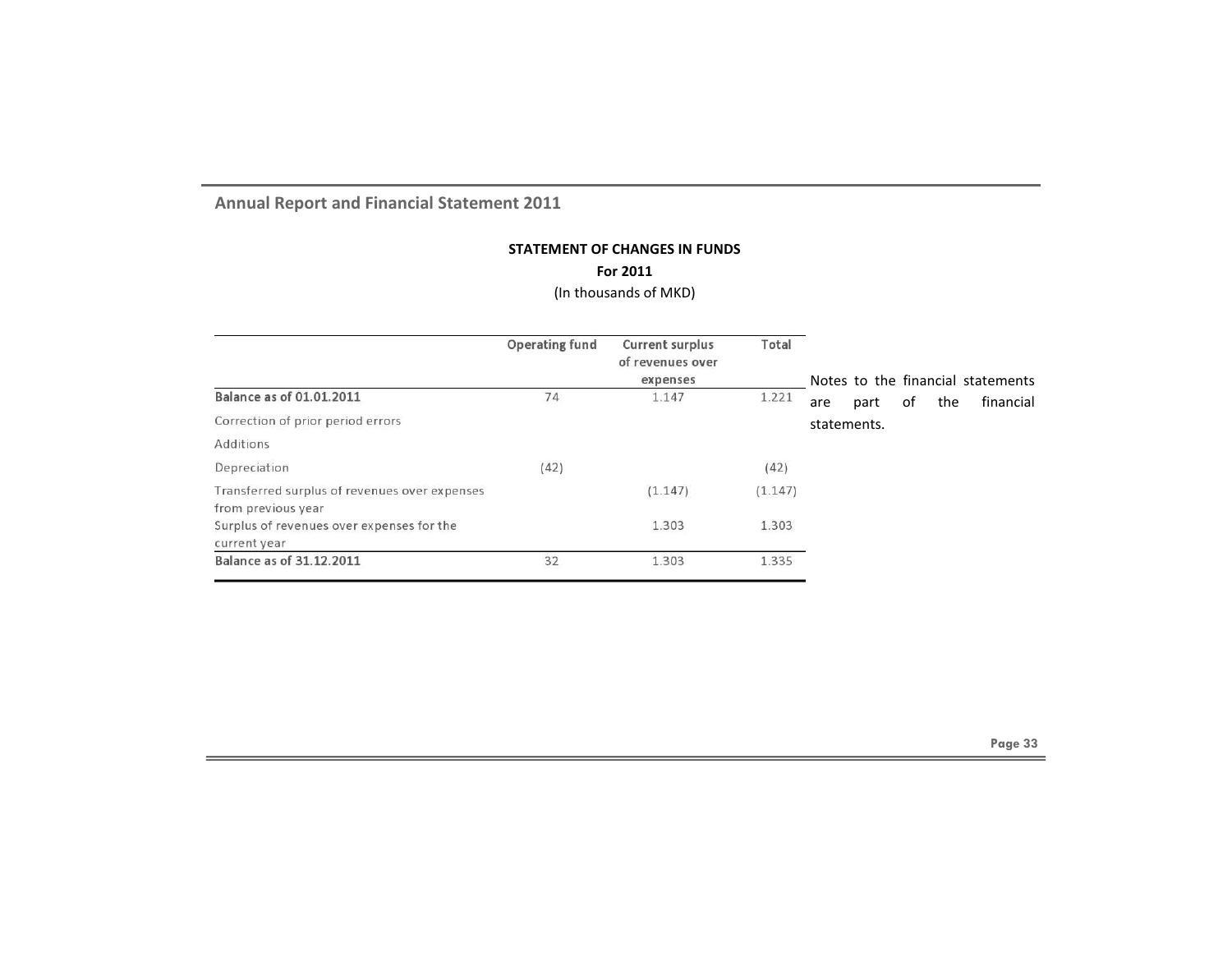**STATEMENT OF CHANGES IN FUNDS**

**For 2011**

(In thousands of MKD)

| | Operating fund | Current surplus of revenues over expenses | Total |
|---|---|---|---|
| **Balance as of 01.01.2011** | 74 | 1.147 | 1.221 |
| Correction of prior period errors | | | |
| Additions | | | |
| Depreciation | (42) | | (42) |
| Transferred surplus of revenues over expenses from previous year | | (1.147) | (1.147) |
| Surplus of revenues over expenses for the current year | | 1.303 | 1.303 |
| **Balance as of 31.12.2011** | 32 | 1.303 | 1.335 |

Notes to the financial statements are part of the financial statements.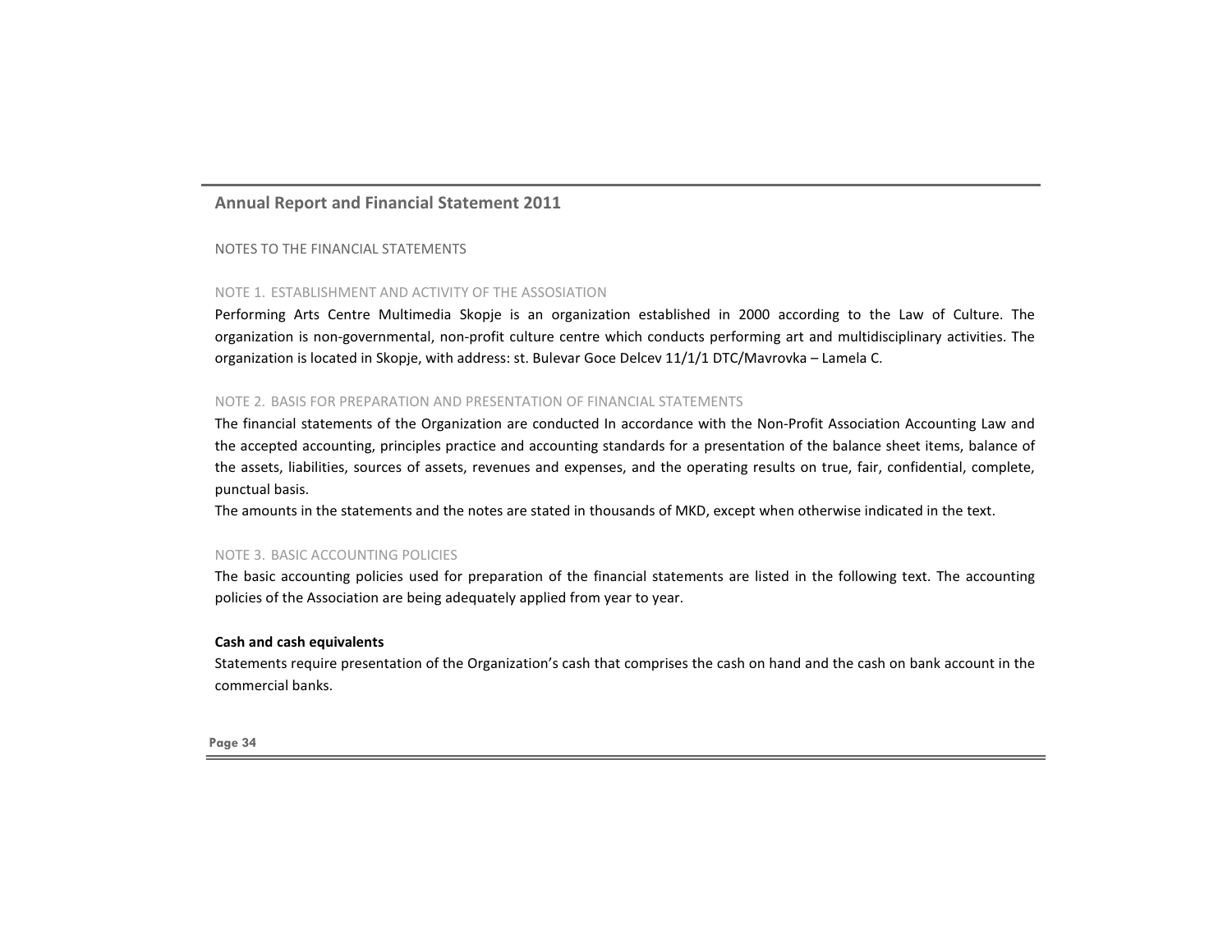NOTES TO THE FINANCIAL STATEMENTS

NOTE 1. ESTABLISHMENT AND ACTIVITY OF THE ASSOSIATION

Performing Arts Centre Multimedia Skopje is an organization established in 2000 according to the Law of Culture. The organization is non-governmental, non-profit culture centre which conducts performing art and multidisciplinary activities. The organization is located in Skopje, with address: st. Bulevar Goce Delcev 11/1/1 DTC/Mavrovka – Lamela C.

NOTE 2. BASIS FOR PREPARATION AND PRESENTATION OF FINANCIAL STATEMENTS

The financial statements of the Organization are conducted In accordance with the Non-Profit Association Accounting Law and the accepted accounting, principles practice and accounting standards for a presentation of the balance sheet items, balance of the assets, liabilities, sources of assets, revenues and expenses, and the operating results on true, fair, confidential, complete, punctual basis.

The amounts in the statements and the notes are stated in thousands of MKD, except when otherwise indicated in the text.

NOTE 3. BASIC ACCOUNTING POLICIES

The basic accounting policies used for preparation of the financial statements are listed in the following text. The accounting policies of the Association are being adequately applied from year to year.

**Cash and cash equivalents**

Statements require presentation of the Organization's cash that comprises the cash on hand and the cash on bank account in the commercial banks.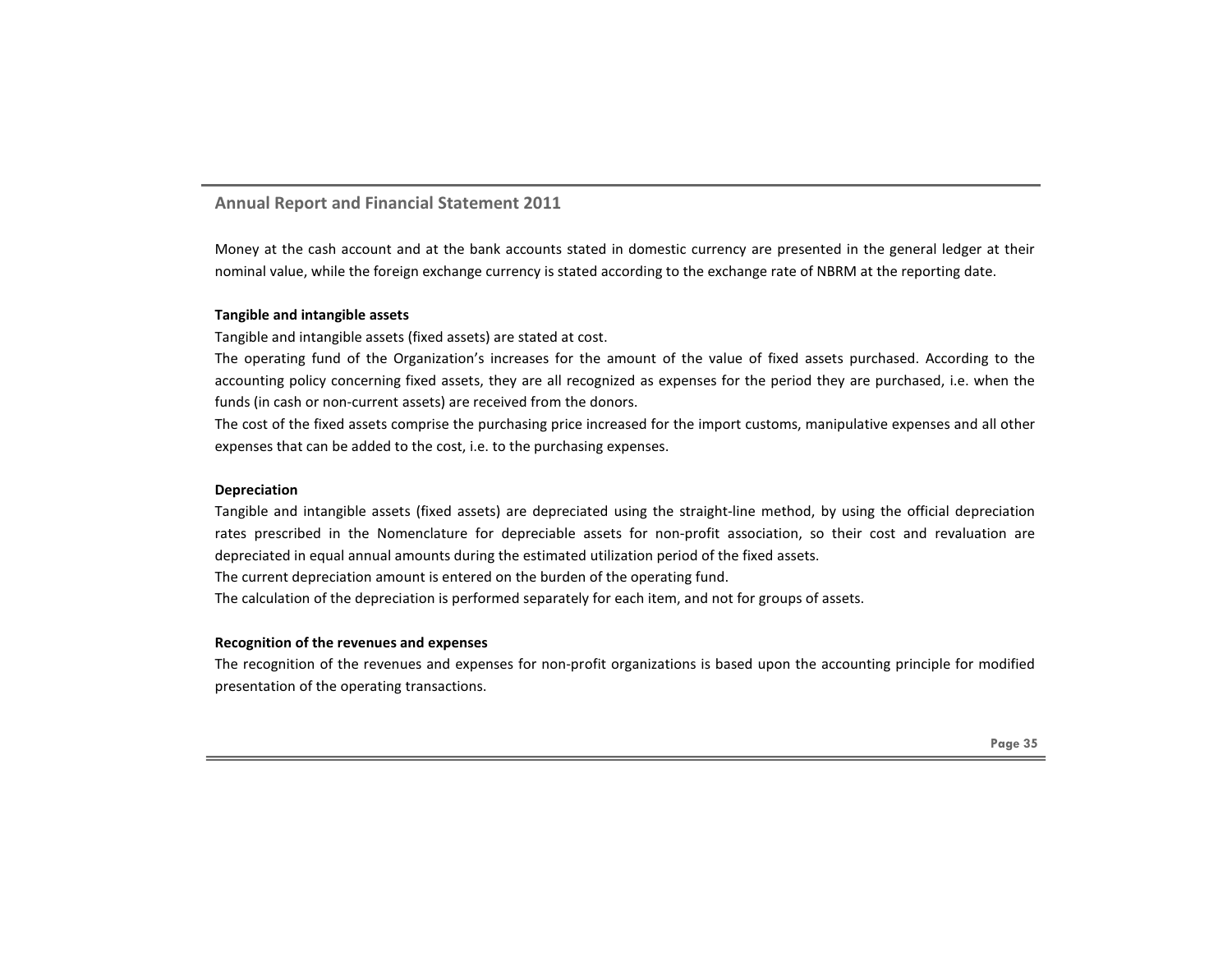Money at the cash account and at the bank accounts stated in domestic currency are presented in the general ledger at their nominal value, while the foreign exchange currency is stated according to the exchange rate of NBRM at the reporting date.

**Tangible and intangible assets**

Tangible and intangible assets (fixed assets) are stated at cost.

The operating fund of the Organization's increases for the amount of the value of fixed assets purchased. According to the accounting policy concerning fixed assets, they are all recognized as expenses for the period they are purchased, i.e. when the funds (in cash or non-current assets) are received from the donors.

The cost of the fixed assets comprise the purchasing price increased for the import customs, manipulative expenses and all other expenses that can be added to the cost, i.e. to the purchasing expenses.

**Depreciation**

Tangible and intangible assets (fixed assets) are depreciated using the straight-line method, by using the official depreciation rates prescribed in the Nomenclature for depreciable assets for non-profit association, so their cost and revaluation are depreciated in equal annual amounts during the estimated utilization period of the fixed assets.

The current depreciation amount is entered on the burden of the operating fund.

The calculation of the depreciation is performed separately for each item, and not for groups of assets.

**Recognition of the revenues and expenses**

The recognition of the revenues and expenses for non-profit organizations is based upon the accounting principle for modified presentation of the operating transactions.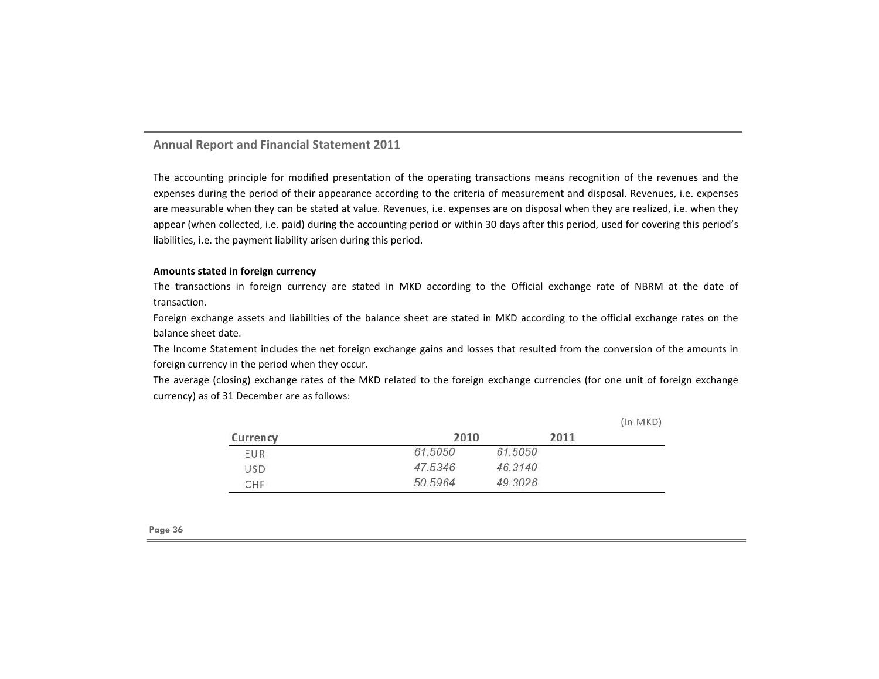The accounting principle for modified presentation of the operating transactions means recognition of the revenues and the expenses during the period of their appearance according to the criteria of measurement and disposal. Revenues, i.e. expenses are measurable when they can be stated at value. Revenues, i.e. expenses are on disposal when they are realized, i.e. when they appear (when collected, i.e. paid) during the accounting period or within 30 days after this period, used for covering this period's liabilities, i.e. the payment liability arisen during this period.

**Amounts stated in foreign currency**

The transactions in foreign currency are stated in MKD according to the Official exchange rate of NBRM at the date of transaction.

Foreign exchange assets and liabilities of the balance sheet are stated in MKD according to the official exchange rates on the balance sheet date.

The Income Statement includes the net foreign exchange gains and losses that resulted from the conversion of the amounts in foreign currency in the period when they occur.

The average (closing) exchange rates of the MKD related to the foreign exchange currencies (for one unit of foreign exchange currency) as of 31 December are as follows:

(In MKD)

| Currency | 2010 | 2011 |
|---|---|---|
| EUR | 61.5050 | 61.5050 |
| USD | 47.5346 | 46.3140 |
| CHF | 50.5964 | 49.3026 |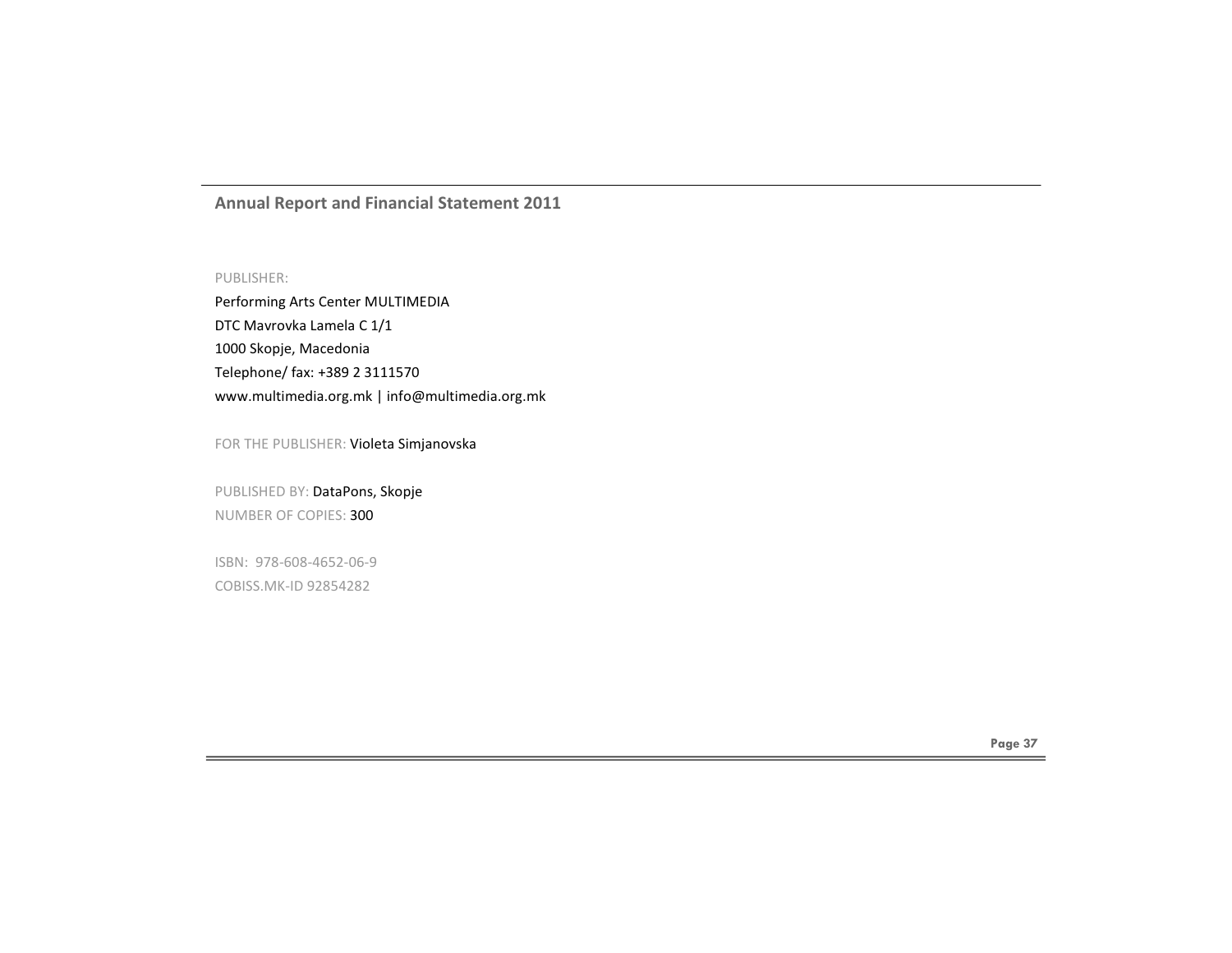## Annual Report and Financial Statement 2011

PUBLISHER:

Performing Arts Center MULTIMEDIA
DTC Mavrovka Lamela C 1/1
1000 Skopje, Macedonia
Telephone/ fax: +389 2 3111570
www.multimedia.org.mk | info@multimedia.org.mk

FOR THE PUBLISHER: Violeta Simjanovska

PUBLISHED BY: DataPons, Skopje
NUMBER OF COPIES: 300

ISBN: 978-608-4652-06-9
COBISS.MK-ID 92854282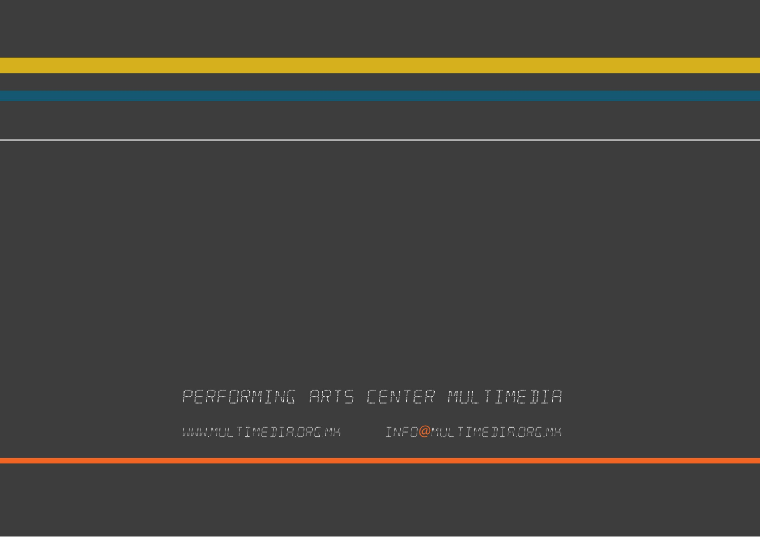PERFORMING ARTS CENTER MULTIMEDIA

WWW.MULTIMEDIA.ORG.MK INFO@MULTIMEDIA.ORG.MK